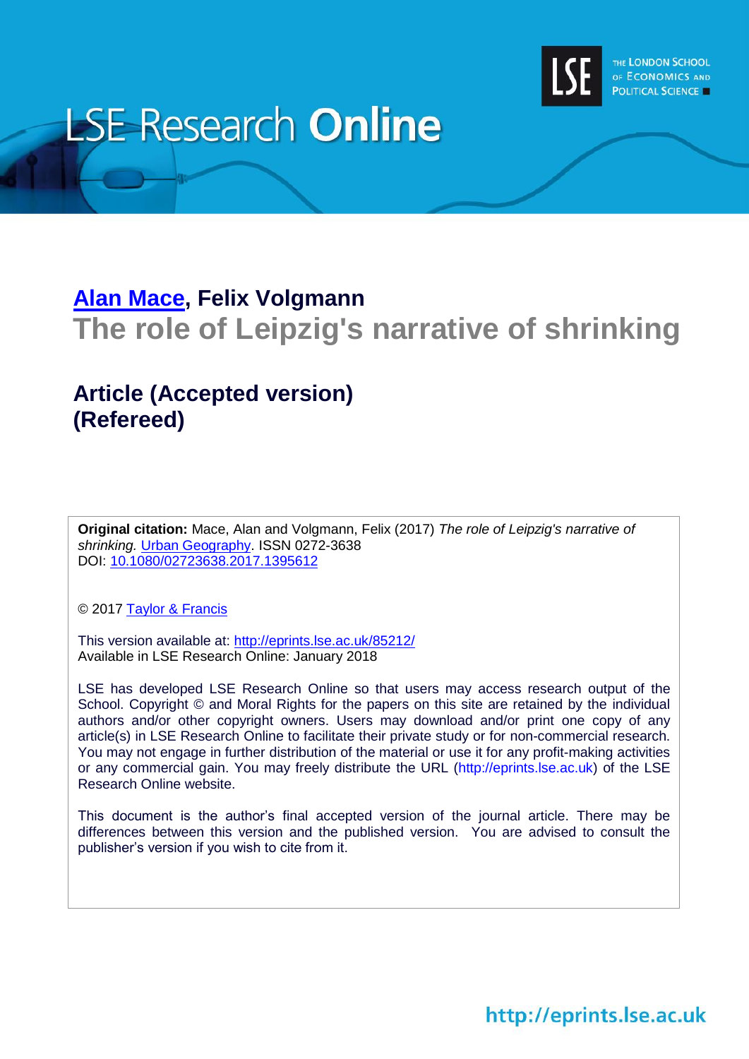LSE Research **Online**

# Alan Mace, Felix Volgmann

# The role of Leipzig's narrative of shrinking

## Article (Accepted version)
## (Refereed)

**Original citation:** Mace, Alan and Volgmann, Felix (2017) *The role of Leipzig's narrative of shrinking.* Urban Geography. ISSN 0272-3638
DOI: 10.1080/02723638.2017.1395612

© 2017 Taylor & Francis

This version available at: http://eprints.lse.ac.uk/85212/
Available in LSE Research Online: January 2018

LSE has developed LSE Research Online so that users may access research output of the School. Copyright © and Moral Rights for the papers on this site are retained by the individual authors and/or other copyright owners. Users may download and/or print one copy of any article(s) in LSE Research Online to facilitate their private study or for non-commercial research. You may not engage in further distribution of the material or use it for any profit-making activities or any commercial gain. You may freely distribute the URL (http://eprints.lse.ac.uk) of the LSE Research Online website.

This document is the author's final accepted version of the journal article. There may be differences between this version and the published version. You are advised to consult the publisher's version if you wish to cite from it.

http://eprints.lse.ac.uk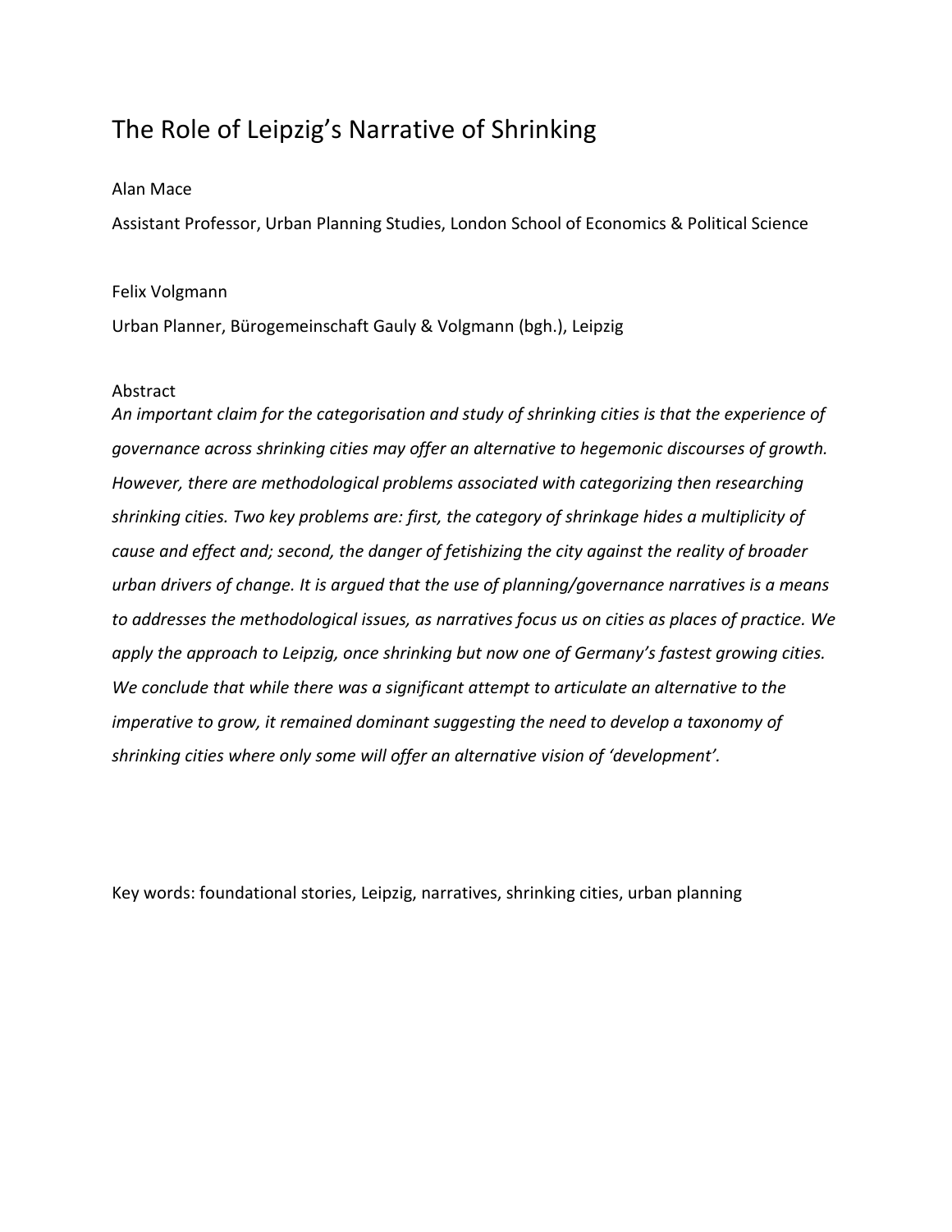# The Role of Leipzig's Narrative of Shrinking

Alan Mace

Assistant Professor, Urban Planning Studies, London School of Economics & Political Science

Felix Volgmann

Urban Planner, Bürogemeinschaft Gauly & Volgmann (bgh.), Leipzig

Abstract

*An important claim for the categorisation and study of shrinking cities is that the experience of governance across shrinking cities may offer an alternative to hegemonic discourses of growth. However, there are methodological problems associated with categorizing then researching shrinking cities. Two key problems are: first, the category of shrinkage hides a multiplicity of cause and effect and; second, the danger of fetishizing the city against the reality of broader urban drivers of change. It is argued that the use of planning/governance narratives is a means to addresses the methodological issues, as narratives focus us on cities as places of practice. We apply the approach to Leipzig, once shrinking but now one of Germany's fastest growing cities. We conclude that while there was a significant attempt to articulate an alternative to the imperative to grow, it remained dominant suggesting the need to develop a taxonomy of shrinking cities where only some will offer an alternative vision of 'development'.*

Key words: foundational stories, Leipzig, narratives, shrinking cities, urban planning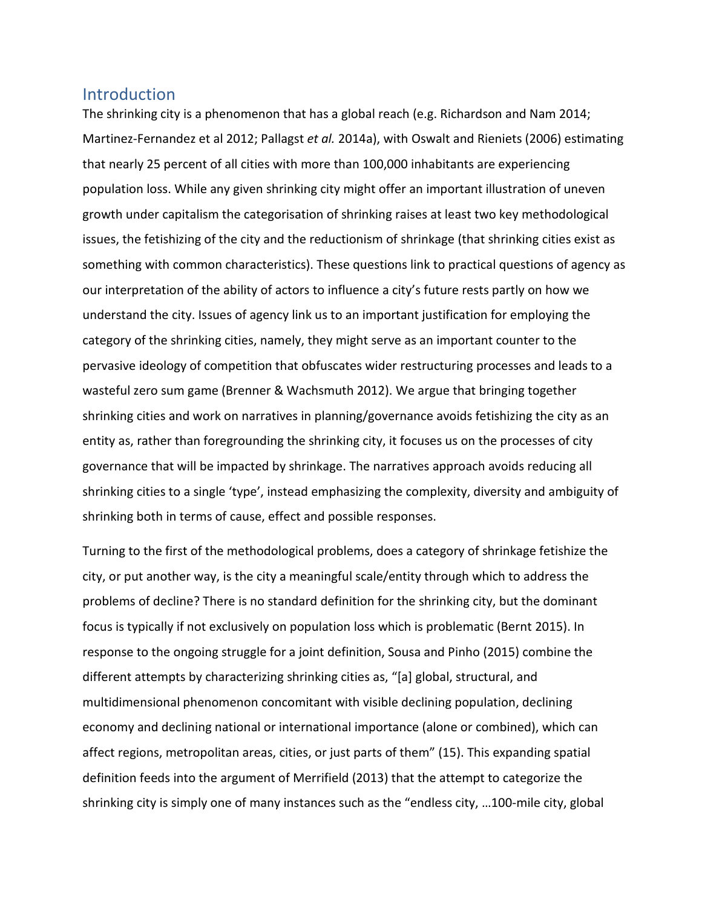## Introduction

The shrinking city is a phenomenon that has a global reach (e.g. Richardson and Nam 2014; Martinez-Fernandez et al 2012; Pallagst *et al.* 2014a), with Oswalt and Rieniets (2006) estimating that nearly 25 percent of all cities with more than 100,000 inhabitants are experiencing population loss. While any given shrinking city might offer an important illustration of uneven growth under capitalism the categorisation of shrinking raises at least two key methodological issues, the fetishizing of the city and the reductionism of shrinkage (that shrinking cities exist as something with common characteristics). These questions link to practical questions of agency as our interpretation of the ability of actors to influence a city's future rests partly on how we understand the city. Issues of agency link us to an important justification for employing the category of the shrinking cities, namely, they might serve as an important counter to the pervasive ideology of competition that obfuscates wider restructuring processes and leads to a wasteful zero sum game (Brenner & Wachsmuth 2012). We argue that bringing together shrinking cities and work on narratives in planning/governance avoids fetishizing the city as an entity as, rather than foregrounding the shrinking city, it focuses us on the processes of city governance that will be impacted by shrinkage. The narratives approach avoids reducing all shrinking cities to a single 'type', instead emphasizing the complexity, diversity and ambiguity of shrinking both in terms of cause, effect and possible responses.

Turning to the first of the methodological problems, does a category of shrinkage fetishize the city, or put another way, is the city a meaningful scale/entity through which to address the problems of decline? There is no standard definition for the shrinking city, but the dominant focus is typically if not exclusively on population loss which is problematic (Bernt 2015). In response to the ongoing struggle for a joint definition, Sousa and Pinho (2015) combine the different attempts by characterizing shrinking cities as, "[a] global, structural, and multidimensional phenomenon concomitant with visible declining population, declining economy and declining national or international importance (alone or combined), which can affect regions, metropolitan areas, cities, or just parts of them" (15). This expanding spatial definition feeds into the argument of Merrifield (2013) that the attempt to categorize the shrinking city is simply one of many instances such as the "endless city, …100-mile city, global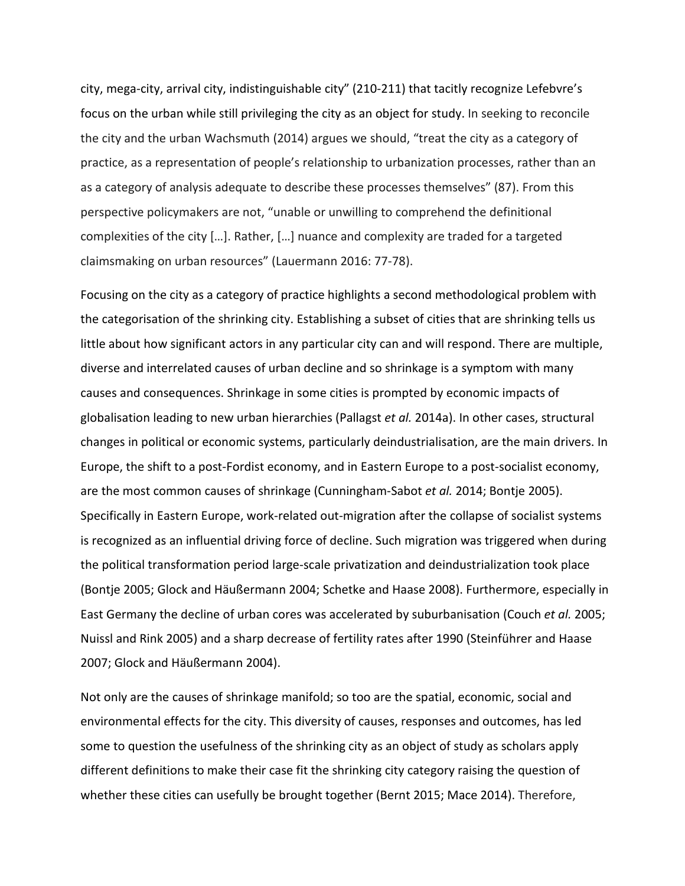city, mega-city, arrival city, indistinguishable city" (210-211) that tacitly recognize Lefebvre's focus on the urban while still privileging the city as an object for study. In seeking to reconcile the city and the urban Wachsmuth (2014) argues we should, "treat the city as a category of practice, as a representation of people's relationship to urbanization processes, rather than an as a category of analysis adequate to describe these processes themselves" (87). From this perspective policymakers are not, "unable or unwilling to comprehend the definitional complexities of the city […]. Rather, […] nuance and complexity are traded for a targeted claimsmaking on urban resources" (Lauermann 2016: 77-78).

Focusing on the city as a category of practice highlights a second methodological problem with the categorisation of the shrinking city. Establishing a subset of cities that are shrinking tells us little about how significant actors in any particular city can and will respond. There are multiple, diverse and interrelated causes of urban decline and so shrinkage is a symptom with many causes and consequences. Shrinkage in some cities is prompted by economic impacts of globalisation leading to new urban hierarchies (Pallagst *et al.* 2014a). In other cases, structural changes in political or economic systems, particularly deindustrialisation, are the main drivers. In Europe, the shift to a post-Fordist economy, and in Eastern Europe to a post-socialist economy, are the most common causes of shrinkage (Cunningham-Sabot *et al.* 2014; Bontje 2005). Specifically in Eastern Europe, work-related out-migration after the collapse of socialist systems is recognized as an influential driving force of decline. Such migration was triggered when during the political transformation period large-scale privatization and deindustrialization took place (Bontje 2005; Glock and Häußermann 2004; Schetke and Haase 2008). Furthermore, especially in East Germany the decline of urban cores was accelerated by suburbanisation (Couch *et al.* 2005; Nuissl and Rink 2005) and a sharp decrease of fertility rates after 1990 (Steinführer and Haase 2007; Glock and Häußermann 2004).

Not only are the causes of shrinkage manifold; so too are the spatial, economic, social and environmental effects for the city. This diversity of causes, responses and outcomes, has led some to question the usefulness of the shrinking city as an object of study as scholars apply different definitions to make their case fit the shrinking city category raising the question of whether these cities can usefully be brought together (Bernt 2015; Mace 2014). Therefore,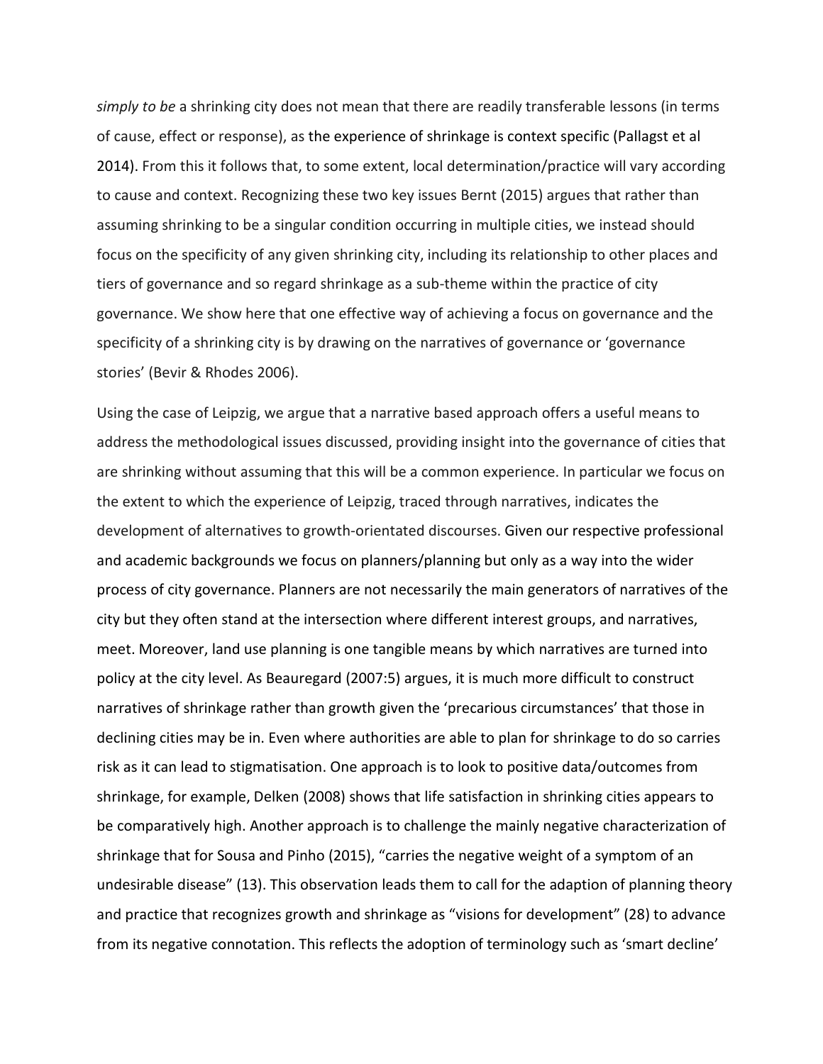*simply to be* a shrinking city does not mean that there are readily transferable lessons (in terms of cause, effect or response), as the experience of shrinkage is context specific (Pallagst et al 2014). From this it follows that, to some extent, local determination/practice will vary according to cause and context. Recognizing these two key issues Bernt (2015) argues that rather than assuming shrinking to be a singular condition occurring in multiple cities, we instead should focus on the specificity of any given shrinking city, including its relationship to other places and tiers of governance and so regard shrinkage as a sub-theme within the practice of city governance. We show here that one effective way of achieving a focus on governance and the specificity of a shrinking city is by drawing on the narratives of governance or 'governance stories' (Bevir & Rhodes 2006).

Using the case of Leipzig, we argue that a narrative based approach offers a useful means to address the methodological issues discussed, providing insight into the governance of cities that are shrinking without assuming that this will be a common experience. In particular we focus on the extent to which the experience of Leipzig, traced through narratives, indicates the development of alternatives to growth-orientated discourses. Given our respective professional and academic backgrounds we focus on planners/planning but only as a way into the wider process of city governance. Planners are not necessarily the main generators of narratives of the city but they often stand at the intersection where different interest groups, and narratives, meet. Moreover, land use planning is one tangible means by which narratives are turned into policy at the city level. As Beauregard (2007:5) argues, it is much more difficult to construct narratives of shrinkage rather than growth given the 'precarious circumstances' that those in declining cities may be in. Even where authorities are able to plan for shrinkage to do so carries risk as it can lead to stigmatisation. One approach is to look to positive data/outcomes from shrinkage, for example, Delken (2008) shows that life satisfaction in shrinking cities appears to be comparatively high. Another approach is to challenge the mainly negative characterization of shrinkage that for Sousa and Pinho (2015), "carries the negative weight of a symptom of an undesirable disease" (13). This observation leads them to call for the adaption of planning theory and practice that recognizes growth and shrinkage as "visions for development" (28) to advance from its negative connotation. This reflects the adoption of terminology such as 'smart decline'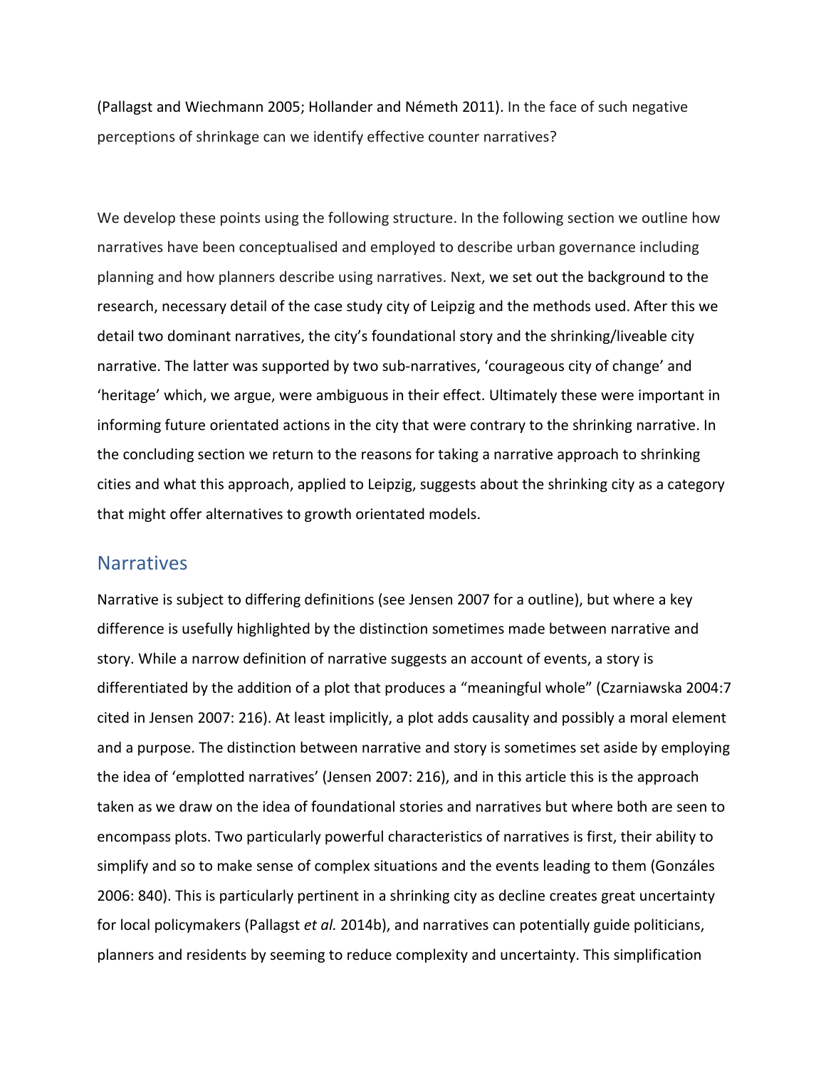(Pallagst and Wiechmann 2005; Hollander and Németh 2011). In the face of such negative perceptions of shrinkage can we identify effective counter narratives?

We develop these points using the following structure. In the following section we outline how narratives have been conceptualised and employed to describe urban governance including planning and how planners describe using narratives. Next, we set out the background to the research, necessary detail of the case study city of Leipzig and the methods used. After this we detail two dominant narratives, the city's foundational story and the shrinking/liveable city narrative. The latter was supported by two sub-narratives, 'courageous city of change' and 'heritage' which, we argue, were ambiguous in their effect. Ultimately these were important in informing future orientated actions in the city that were contrary to the shrinking narrative. In the concluding section we return to the reasons for taking a narrative approach to shrinking cities and what this approach, applied to Leipzig, suggests about the shrinking city as a category that might offer alternatives to growth orientated models.

## Narratives

Narrative is subject to differing definitions (see Jensen 2007 for a outline), but where a key difference is usefully highlighted by the distinction sometimes made between narrative and story. While a narrow definition of narrative suggests an account of events, a story is differentiated by the addition of a plot that produces a "meaningful whole" (Czarniawska 2004:7 cited in Jensen 2007: 216). At least implicitly, a plot adds causality and possibly a moral element and a purpose. The distinction between narrative and story is sometimes set aside by employing the idea of 'emplotted narratives' (Jensen 2007: 216), and in this article this is the approach taken as we draw on the idea of foundational stories and narratives but where both are seen to encompass plots. Two particularly powerful characteristics of narratives is first, their ability to simplify and so to make sense of complex situations and the events leading to them (Gonzáles 2006: 840). This is particularly pertinent in a shrinking city as decline creates great uncertainty for local policymakers (Pallagst *et al.* 2014b), and narratives can potentially guide politicians, planners and residents by seeming to reduce complexity and uncertainty. This simplification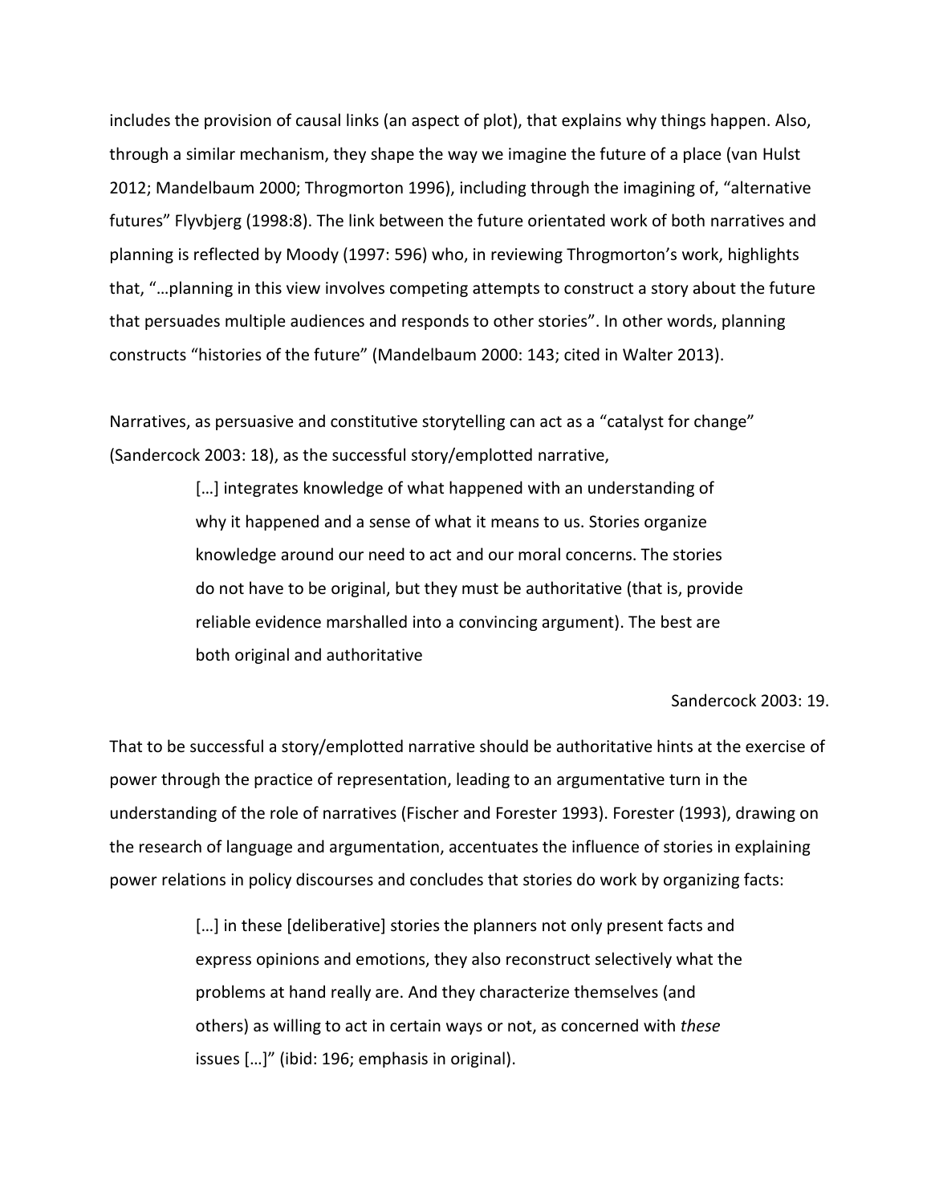includes the provision of causal links (an aspect of plot), that explains why things happen. Also, through a similar mechanism, they shape the way we imagine the future of a place (van Hulst 2012; Mandelbaum 2000; Throgmorton 1996), including through the imagining of, "alternative futures" Flyvbjerg (1998:8). The link between the future orientated work of both narratives and planning is reflected by Moody (1997: 596) who, in reviewing Throgmorton's work, highlights that, "…planning in this view involves competing attempts to construct a story about the future that persuades multiple audiences and responds to other stories". In other words, planning constructs "histories of the future" (Mandelbaum 2000: 143; cited in Walter 2013).

Narratives, as persuasive and constitutive storytelling can act as a "catalyst for change" (Sandercock 2003: 18), as the successful story/emplotted narrative,

> […] integrates knowledge of what happened with an understanding of why it happened and a sense of what it means to us. Stories organize knowledge around our need to act and our moral concerns. The stories do not have to be original, but they must be authoritative (that is, provide reliable evidence marshalled into a convincing argument). The best are both original and authoritative
>
> Sandercock 2003: 19.

That to be successful a story/emplotted narrative should be authoritative hints at the exercise of power through the practice of representation, leading to an argumentative turn in the understanding of the role of narratives (Fischer and Forester 1993). Forester (1993), drawing on the research of language and argumentation, accentuates the influence of stories in explaining power relations in policy discourses and concludes that stories do work by organizing facts:

> […] in these [deliberative] stories the planners not only present facts and express opinions and emotions, they also reconstruct selectively what the problems at hand really are. And they characterize themselves (and others) as willing to act in certain ways or not, as concerned with *these* issues […]" (ibid: 196; emphasis in original).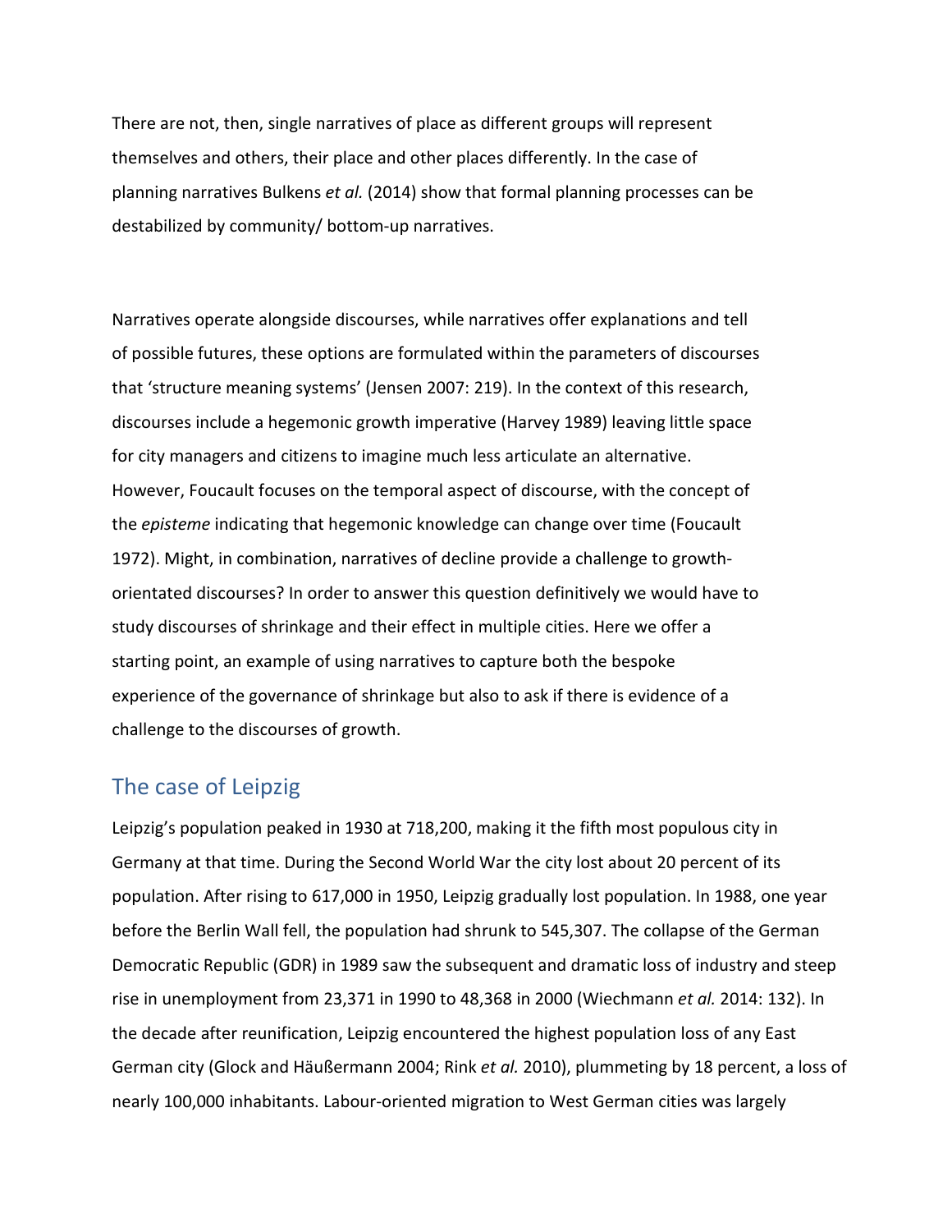There are not, then, single narratives of place as different groups will represent themselves and others, their place and other places differently. In the case of planning narratives Bulkens *et al.* (2014) show that formal planning processes can be destabilized by community/ bottom-up narratives.

Narratives operate alongside discourses, while narratives offer explanations and tell of possible futures, these options are formulated within the parameters of discourses that 'structure meaning systems' (Jensen 2007: 219). In the context of this research, discourses include a hegemonic growth imperative (Harvey 1989) leaving little space for city managers and citizens to imagine much less articulate an alternative. However, Foucault focuses on the temporal aspect of discourse, with the concept of the *episteme* indicating that hegemonic knowledge can change over time (Foucault 1972). Might, in combination, narratives of decline provide a challenge to growth-orientated discourses? In order to answer this question definitively we would have to study discourses of shrinkage and their effect in multiple cities. Here we offer a starting point, an example of using narratives to capture both the bespoke experience of the governance of shrinkage but also to ask if there is evidence of a challenge to the discourses of growth.

## The case of Leipzig

Leipzig's population peaked in 1930 at 718,200, making it the fifth most populous city in Germany at that time. During the Second World War the city lost about 20 percent of its population. After rising to 617,000 in 1950, Leipzig gradually lost population. In 1988, one year before the Berlin Wall fell, the population had shrunk to 545,307. The collapse of the German Democratic Republic (GDR) in 1989 saw the subsequent and dramatic loss of industry and steep rise in unemployment from 23,371 in 1990 to 48,368 in 2000 (Wiechmann *et al.* 2014: 132). In the decade after reunification, Leipzig encountered the highest population loss of any East German city (Glock and Häußermann 2004; Rink *et al.* 2010), plummeting by 18 percent, a loss of nearly 100,000 inhabitants. Labour-oriented migration to West German cities was largely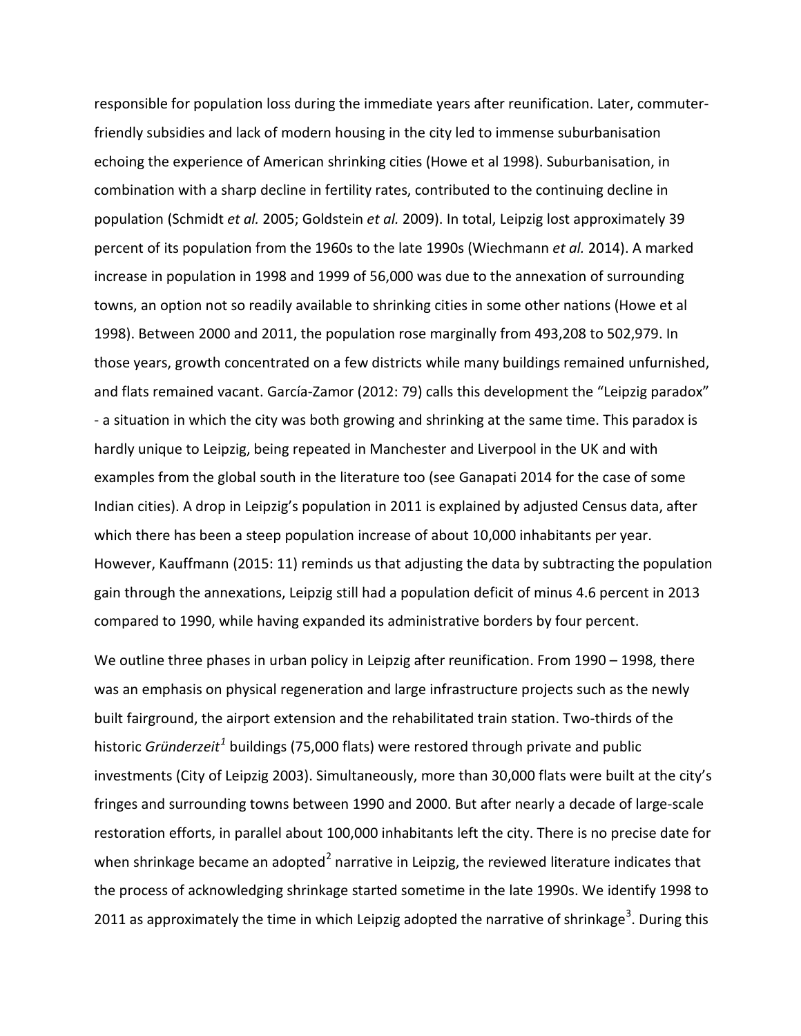responsible for population loss during the immediate years after reunification. Later, commuter-friendly subsidies and lack of modern housing in the city led to immense suburbanisation echoing the experience of American shrinking cities (Howe et al 1998). Suburbanisation, in combination with a sharp decline in fertility rates, contributed to the continuing decline in population (Schmidt *et al.* 2005; Goldstein *et al.* 2009). In total, Leipzig lost approximately 39 percent of its population from the 1960s to the late 1990s (Wiechmann *et al.* 2014). A marked increase in population in 1998 and 1999 of 56,000 was due to the annexation of surrounding towns, an option not so readily available to shrinking cities in some other nations (Howe et al 1998). Between 2000 and 2011, the population rose marginally from 493,208 to 502,979. In those years, growth concentrated on a few districts while many buildings remained unfurnished, and flats remained vacant. García-Zamor (2012: 79) calls this development the "Leipzig paradox" - a situation in which the city was both growing and shrinking at the same time. This paradox is hardly unique to Leipzig, being repeated in Manchester and Liverpool in the UK and with examples from the global south in the literature too (see Ganapati 2014 for the case of some Indian cities). A drop in Leipzig's population in 2011 is explained by adjusted Census data, after which there has been a steep population increase of about 10,000 inhabitants per year. However, Kauffmann (2015: 11) reminds us that adjusting the data by subtracting the population gain through the annexations, Leipzig still had a population deficit of minus 4.6 percent in 2013 compared to 1990, while having expanded its administrative borders by four percent.

We outline three phases in urban policy in Leipzig after reunification. From 1990 – 1998, there was an emphasis on physical regeneration and large infrastructure projects such as the newly built fairground, the airport extension and the rehabilitated train station. Two-thirds of the historic *Gründerzeit*[1] buildings (75,000 flats) were restored through private and public investments (City of Leipzig 2003). Simultaneously, more than 30,000 flats were built at the city's fringes and surrounding towns between 1990 and 2000. But after nearly a decade of large-scale restoration efforts, in parallel about 100,000 inhabitants left the city. There is no precise date for when shrinkage became an adopted[2] narrative in Leipzig, the reviewed literature indicates that the process of acknowledging shrinkage started sometime in the late 1990s. We identify 1998 to 2011 as approximately the time in which Leipzig adopted the narrative of shrinkage[3]. During this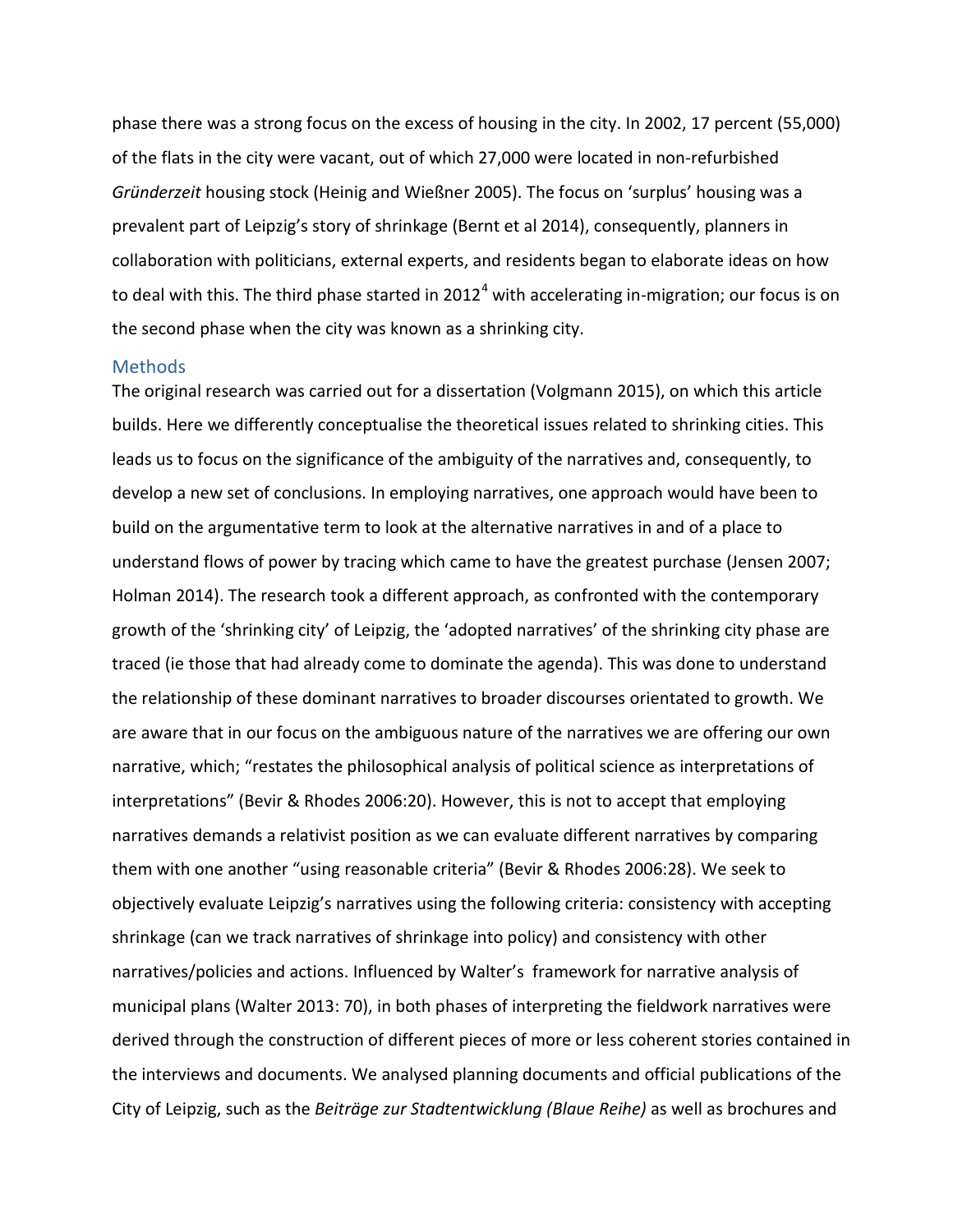phase there was a strong focus on the excess of housing in the city. In 2002, 17 percent (55,000) of the flats in the city were vacant, out of which 27,000 were located in non-refurbished *Gründerzeit* housing stock (Heinig and Wießner 2005). The focus on 'surplus' housing was a prevalent part of Leipzig's story of shrinkage (Bernt et al 2014), consequently, planners in collaboration with politicians, external experts, and residents began to elaborate ideas on how to deal with this. The third phase started in 2012[4] with accelerating in-migration; our focus is on the second phase when the city was known as a shrinking city.

## Methods

The original research was carried out for a dissertation (Volgmann 2015), on which this article builds. Here we differently conceptualise the theoretical issues related to shrinking cities. This leads us to focus on the significance of the ambiguity of the narratives and, consequently, to develop a new set of conclusions. In employing narratives, one approach would have been to build on the argumentative term to look at the alternative narratives in and of a place to understand flows of power by tracing which came to have the greatest purchase (Jensen 2007; Holman 2014). The research took a different approach, as confronted with the contemporary growth of the 'shrinking city' of Leipzig, the 'adopted narratives' of the shrinking city phase are traced (ie those that had already come to dominate the agenda). This was done to understand the relationship of these dominant narratives to broader discourses orientated to growth. We are aware that in our focus on the ambiguous nature of the narratives we are offering our own narrative, which; "restates the philosophical analysis of political science as interpretations of interpretations" (Bevir & Rhodes 2006:20). However, this is not to accept that employing narratives demands a relativist position as we can evaluate different narratives by comparing them with one another "using reasonable criteria" (Bevir & Rhodes 2006:28). We seek to objectively evaluate Leipzig's narratives using the following criteria: consistency with accepting shrinkage (can we track narratives of shrinkage into policy) and consistency with other narratives/policies and actions. Influenced by Walter's framework for narrative analysis of municipal plans (Walter 2013: 70), in both phases of interpreting the fieldwork narratives were derived through the construction of different pieces of more or less coherent stories contained in the interviews and documents. We analysed planning documents and official publications of the City of Leipzig, such as the *Beiträge zur Stadtentwicklung (Blaue Reihe)* as well as brochures and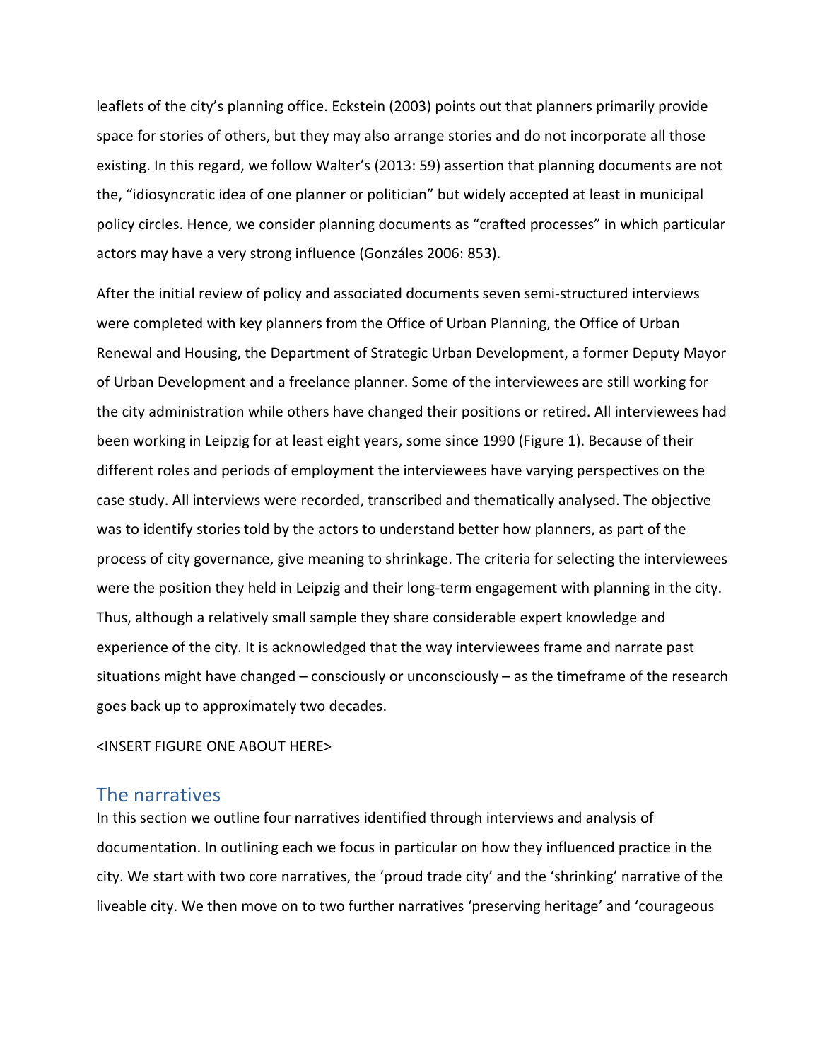leaflets of the city's planning office. Eckstein (2003) points out that planners primarily provide space for stories of others, but they may also arrange stories and do not incorporate all those existing. In this regard, we follow Walter's (2013: 59) assertion that planning documents are not the, "idiosyncratic idea of one planner or politician" but widely accepted at least in municipal policy circles. Hence, we consider planning documents as "crafted processes" in which particular actors may have a very strong influence (Gonzáles 2006: 853).

After the initial review of policy and associated documents seven semi-structured interviews were completed with key planners from the Office of Urban Planning, the Office of Urban Renewal and Housing, the Department of Strategic Urban Development, a former Deputy Mayor of Urban Development and a freelance planner. Some of the interviewees are still working for the city administration while others have changed their positions or retired. All interviewees had been working in Leipzig for at least eight years, some since 1990 (Figure 1). Because of their different roles and periods of employment the interviewees have varying perspectives on the case study. All interviews were recorded, transcribed and thematically analysed. The objective was to identify stories told by the actors to understand better how planners, as part of the process of city governance, give meaning to shrinkage. The criteria for selecting the interviewees were the position they held in Leipzig and their long-term engagement with planning in the city. Thus, although a relatively small sample they share considerable expert knowledge and experience of the city. It is acknowledged that the way interviewees frame and narrate past situations might have changed – consciously or unconsciously – as the timeframe of the research goes back up to approximately two decades.

<INSERT FIGURE ONE ABOUT HERE>

## The narratives

In this section we outline four narratives identified through interviews and analysis of documentation. In outlining each we focus in particular on how they influenced practice in the city. We start with two core narratives, the 'proud trade city' and the 'shrinking' narrative of the liveable city. We then move on to two further narratives 'preserving heritage' and 'courageous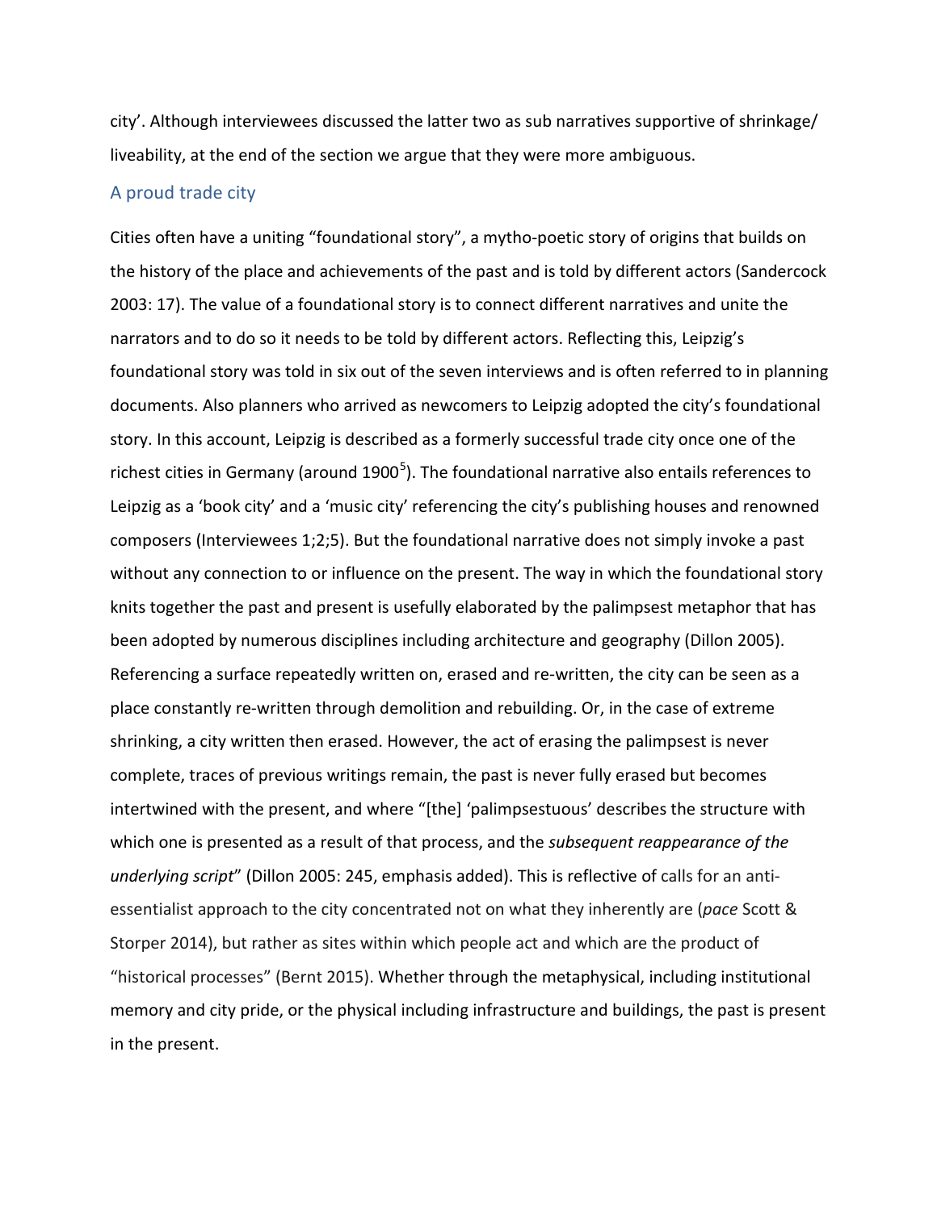city'. Although interviewees discussed the latter two as sub narratives supportive of shrinkage/ liveability, at the end of the section we argue that they were more ambiguous.

### A proud trade city

Cities often have a uniting "foundational story", a mytho-poetic story of origins that builds on the history of the place and achievements of the past and is told by different actors (Sandercock 2003: 17). The value of a foundational story is to connect different narratives and unite the narrators and to do so it needs to be told by different actors. Reflecting this, Leipzig's foundational story was told in six out of the seven interviews and is often referred to in planning documents. Also planners who arrived as newcomers to Leipzig adopted the city's foundational story. In this account, Leipzig is described as a formerly successful trade city once one of the richest cities in Germany (around 1900[5]). The foundational narrative also entails references to Leipzig as a 'book city' and a 'music city' referencing the city's publishing houses and renowned composers (Interviewees 1;2;5). But the foundational narrative does not simply invoke a past without any connection to or influence on the present. The way in which the foundational story knits together the past and present is usefully elaborated by the palimpsest metaphor that has been adopted by numerous disciplines including architecture and geography (Dillon 2005). Referencing a surface repeatedly written on, erased and re-written, the city can be seen as a place constantly re-written through demolition and rebuilding. Or, in the case of extreme shrinking, a city written then erased. However, the act of erasing the palimpsest is never complete, traces of previous writings remain, the past is never fully erased but becomes intertwined with the present, and where "[the] 'palimpsestuous' describes the structure with which one is presented as a result of that process, and the *subsequent reappearance of the underlying script*" (Dillon 2005: 245, emphasis added). This is reflective of calls for an anti-essentialist approach to the city concentrated not on what they inherently are (*pace* Scott & Storper 2014), but rather as sites within which people act and which are the product of "historical processes" (Bernt 2015). Whether through the metaphysical, including institutional memory and city pride, or the physical including infrastructure and buildings, the past is present in the present.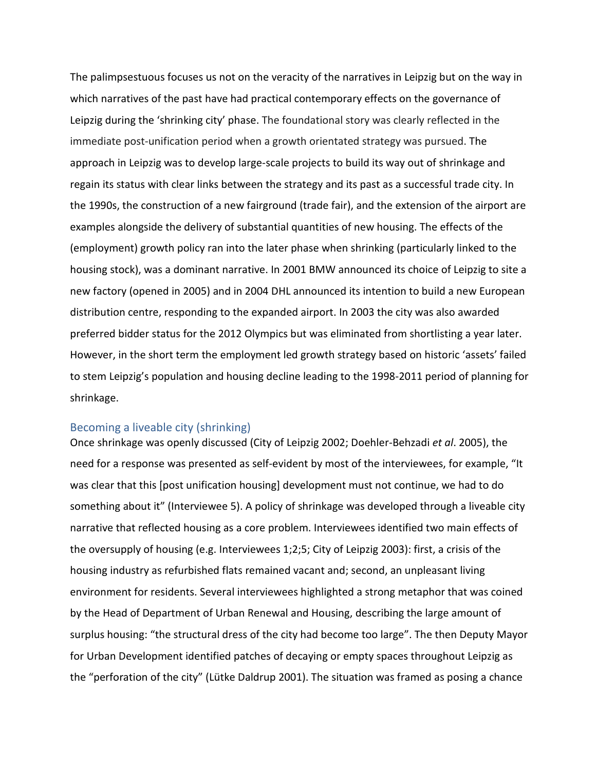The palimpsestuous focuses us not on the veracity of the narratives in Leipzig but on the way in which narratives of the past have had practical contemporary effects on the governance of Leipzig during the 'shrinking city' phase. The foundational story was clearly reflected in the immediate post-unification period when a growth orientated strategy was pursued. The approach in Leipzig was to develop large-scale projects to build its way out of shrinkage and regain its status with clear links between the strategy and its past as a successful trade city. In the 1990s, the construction of a new fairground (trade fair), and the extension of the airport are examples alongside the delivery of substantial quantities of new housing. The effects of the (employment) growth policy ran into the later phase when shrinking (particularly linked to the housing stock), was a dominant narrative. In 2001 BMW announced its choice of Leipzig to site a new factory (opened in 2005) and in 2004 DHL announced its intention to build a new European distribution centre, responding to the expanded airport. In 2003 the city was also awarded preferred bidder status for the 2012 Olympics but was eliminated from shortlisting a year later. However, in the short term the employment led growth strategy based on historic 'assets' failed to stem Leipzig's population and housing decline leading to the 1998-2011 period of planning for shrinkage.

### Becoming a liveable city (shrinking)

Once shrinkage was openly discussed (City of Leipzig 2002; Doehler-Behzadi *et al*. 2005), the need for a response was presented as self-evident by most of the interviewees, for example, "It was clear that this [post unification housing] development must not continue, we had to do something about it" (Interviewee 5). A policy of shrinkage was developed through a liveable city narrative that reflected housing as a core problem. Interviewees identified two main effects of the oversupply of housing (e.g. Interviewees 1;2;5; City of Leipzig 2003): first, a crisis of the housing industry as refurbished flats remained vacant and; second, an unpleasant living environment for residents. Several interviewees highlighted a strong metaphor that was coined by the Head of Department of Urban Renewal and Housing, describing the large amount of surplus housing: "the structural dress of the city had become too large". The then Deputy Mayor for Urban Development identified patches of decaying or empty spaces throughout Leipzig as the "perforation of the city" (Lütke Daldrup 2001). The situation was framed as posing a chance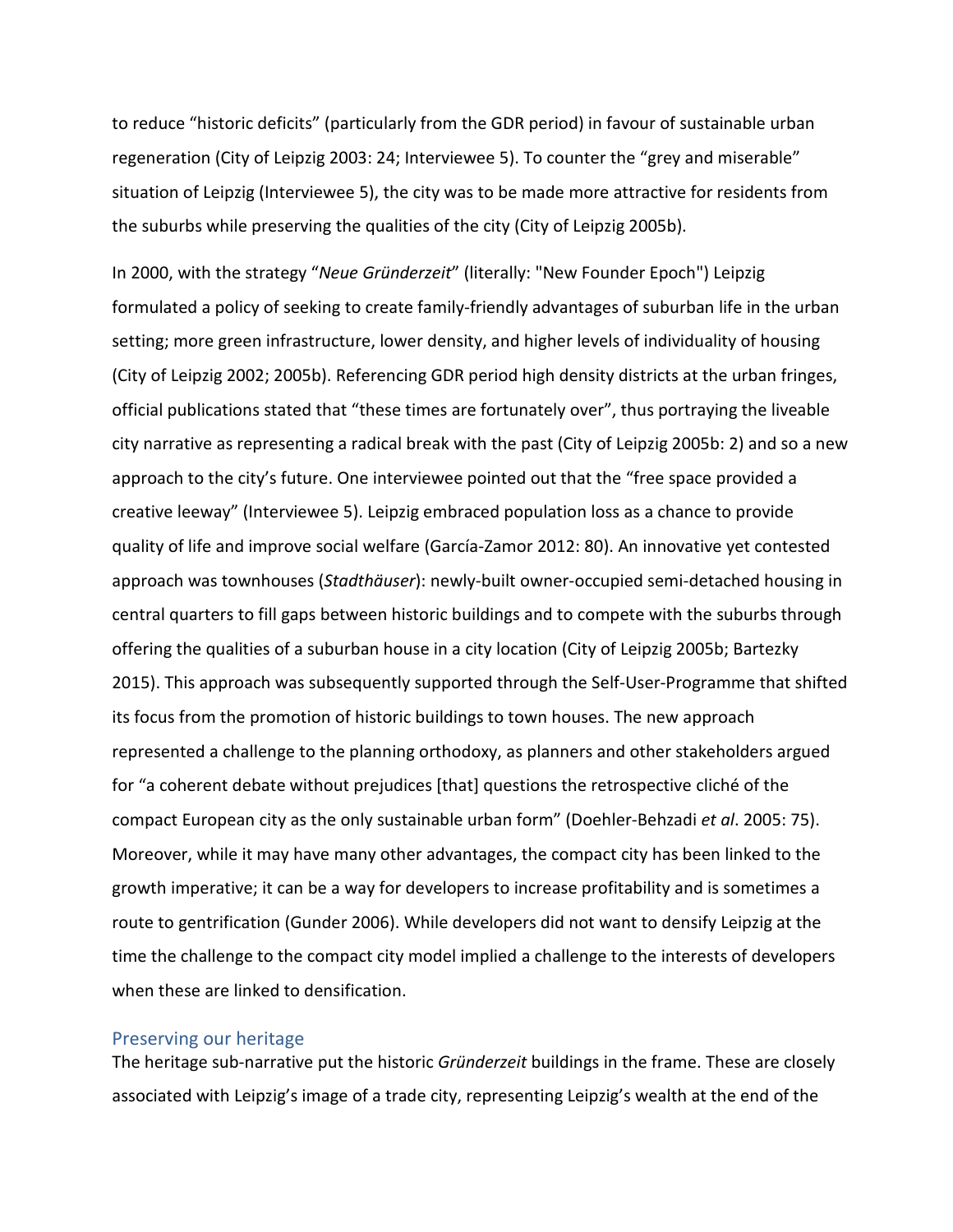to reduce "historic deficits" (particularly from the GDR period) in favour of sustainable urban regeneration (City of Leipzig 2003: 24; Interviewee 5). To counter the "grey and miserable" situation of Leipzig (Interviewee 5), the city was to be made more attractive for residents from the suburbs while preserving the qualities of the city (City of Leipzig 2005b).

In 2000, with the strategy "*Neue Gründerzeit*" (literally: "New Founder Epoch") Leipzig formulated a policy of seeking to create family-friendly advantages of suburban life in the urban setting; more green infrastructure, lower density, and higher levels of individuality of housing (City of Leipzig 2002; 2005b). Referencing GDR period high density districts at the urban fringes, official publications stated that "these times are fortunately over", thus portraying the liveable city narrative as representing a radical break with the past (City of Leipzig 2005b: 2) and so a new approach to the city's future. One interviewee pointed out that the "free space provided a creative leeway" (Interviewee 5). Leipzig embraced population loss as a chance to provide quality of life and improve social welfare (García-Zamor 2012: 80). An innovative yet contested approach was townhouses (*Stadthäuser*): newly-built owner-occupied semi-detached housing in central quarters to fill gaps between historic buildings and to compete with the suburbs through offering the qualities of a suburban house in a city location (City of Leipzig 2005b; Bartezky 2015). This approach was subsequently supported through the Self-User-Programme that shifted its focus from the promotion of historic buildings to town houses. The new approach represented a challenge to the planning orthodoxy, as planners and other stakeholders argued for "a coherent debate without prejudices [that] questions the retrospective cliché of the compact European city as the only sustainable urban form" (Doehler-Behzadi *et al*. 2005: 75). Moreover, while it may have many other advantages, the compact city has been linked to the growth imperative; it can be a way for developers to increase profitability and is sometimes a route to gentrification (Gunder 2006). While developers did not want to densify Leipzig at the time the challenge to the compact city model implied a challenge to the interests of developers when these are linked to densification.

## Preserving our heritage

The heritage sub-narrative put the historic *Gründerzeit* buildings in the frame. These are closely associated with Leipzig's image of a trade city, representing Leipzig's wealth at the end of the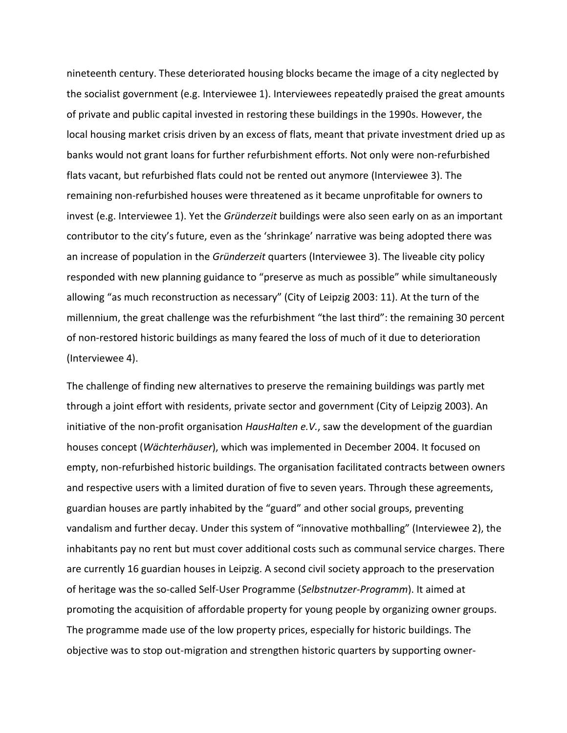nineteenth century. These deteriorated housing blocks became the image of a city neglected by the socialist government (e.g. Interviewee 1). Interviewees repeatedly praised the great amounts of private and public capital invested in restoring these buildings in the 1990s. However, the local housing market crisis driven by an excess of flats, meant that private investment dried up as banks would not grant loans for further refurbishment efforts. Not only were non-refurbished flats vacant, but refurbished flats could not be rented out anymore (Interviewee 3). The remaining non-refurbished houses were threatened as it became unprofitable for owners to invest (e.g. Interviewee 1). Yet the *Gründerzeit* buildings were also seen early on as an important contributor to the city's future, even as the 'shrinkage' narrative was being adopted there was an increase of population in the *Gründerzeit* quarters (Interviewee 3). The liveable city policy responded with new planning guidance to "preserve as much as possible" while simultaneously allowing "as much reconstruction as necessary" (City of Leipzig 2003: 11). At the turn of the millennium, the great challenge was the refurbishment "the last third": the remaining 30 percent of non-restored historic buildings as many feared the loss of much of it due to deterioration (Interviewee 4).

The challenge of finding new alternatives to preserve the remaining buildings was partly met through a joint effort with residents, private sector and government (City of Leipzig 2003). An initiative of the non-profit organisation *HausHalten e.V.*, saw the development of the guardian houses concept (*Wächterhäuser*), which was implemented in December 2004. It focused on empty, non-refurbished historic buildings. The organisation facilitated contracts between owners and respective users with a limited duration of five to seven years. Through these agreements, guardian houses are partly inhabited by the "guard" and other social groups, preventing vandalism and further decay. Under this system of "innovative mothballing" (Interviewee 2), the inhabitants pay no rent but must cover additional costs such as communal service charges. There are currently 16 guardian houses in Leipzig. A second civil society approach to the preservation of heritage was the so-called Self-User Programme (*Selbstnutzer-Programm*). It aimed at promoting the acquisition of affordable property for young people by organizing owner groups. The programme made use of the low property prices, especially for historic buildings. The objective was to stop out-migration and strengthen historic quarters by supporting owner-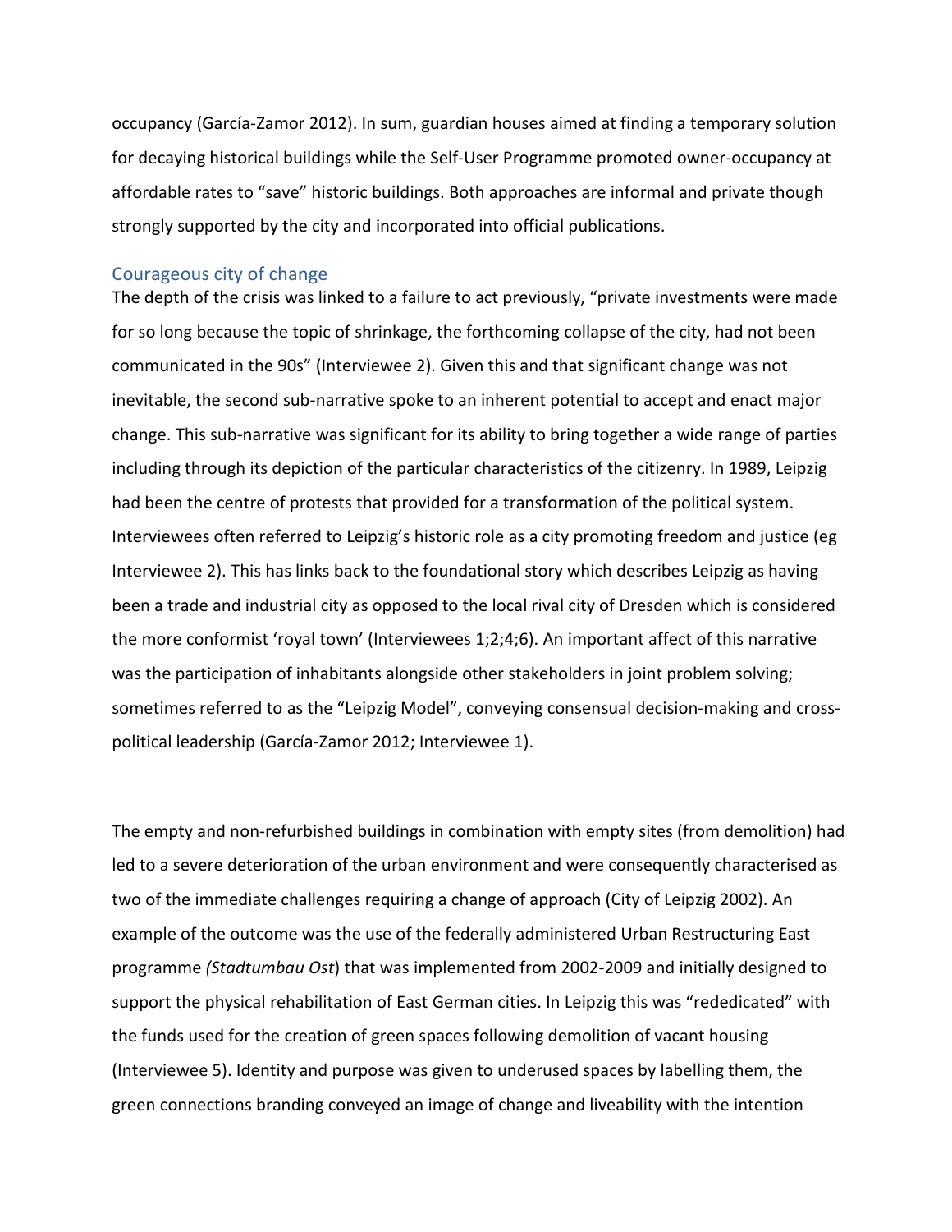occupancy (García-Zamor 2012). In sum, guardian houses aimed at finding a temporary solution for decaying historical buildings while the Self-User Programme promoted owner-occupancy at affordable rates to "save" historic buildings. Both approaches are informal and private though strongly supported by the city and incorporated into official publications.

### Courageous city of change

The depth of the crisis was linked to a failure to act previously, "private investments were made for so long because the topic of shrinkage, the forthcoming collapse of the city, had not been communicated in the 90s" (Interviewee 2). Given this and that significant change was not inevitable, the second sub-narrative spoke to an inherent potential to accept and enact major change. This sub-narrative was significant for its ability to bring together a wide range of parties including through its depiction of the particular characteristics of the citizenry. In 1989, Leipzig had been the centre of protests that provided for a transformation of the political system. Interviewees often referred to Leipzig's historic role as a city promoting freedom and justice (eg Interviewee 2). This has links back to the foundational story which describes Leipzig as having been a trade and industrial city as opposed to the local rival city of Dresden which is considered the more conformist 'royal town' (Interviewees 1;2;4;6). An important affect of this narrative was the participation of inhabitants alongside other stakeholders in joint problem solving; sometimes referred to as the "Leipzig Model", conveying consensual decision-making and cross-political leadership (García-Zamor 2012; Interviewee 1).

The empty and non-refurbished buildings in combination with empty sites (from demolition) had led to a severe deterioration of the urban environment and were consequently characterised as two of the immediate challenges requiring a change of approach (City of Leipzig 2002). An example of the outcome was the use of the federally administered Urban Restructuring East programme *(Stadtumbau Ost*) that was implemented from 2002-2009 and initially designed to support the physical rehabilitation of East German cities. In Leipzig this was "rededicated" with the funds used for the creation of green spaces following demolition of vacant housing (Interviewee 5). Identity and purpose was given to underused spaces by labelling them, the green connections branding conveyed an image of change and liveability with the intention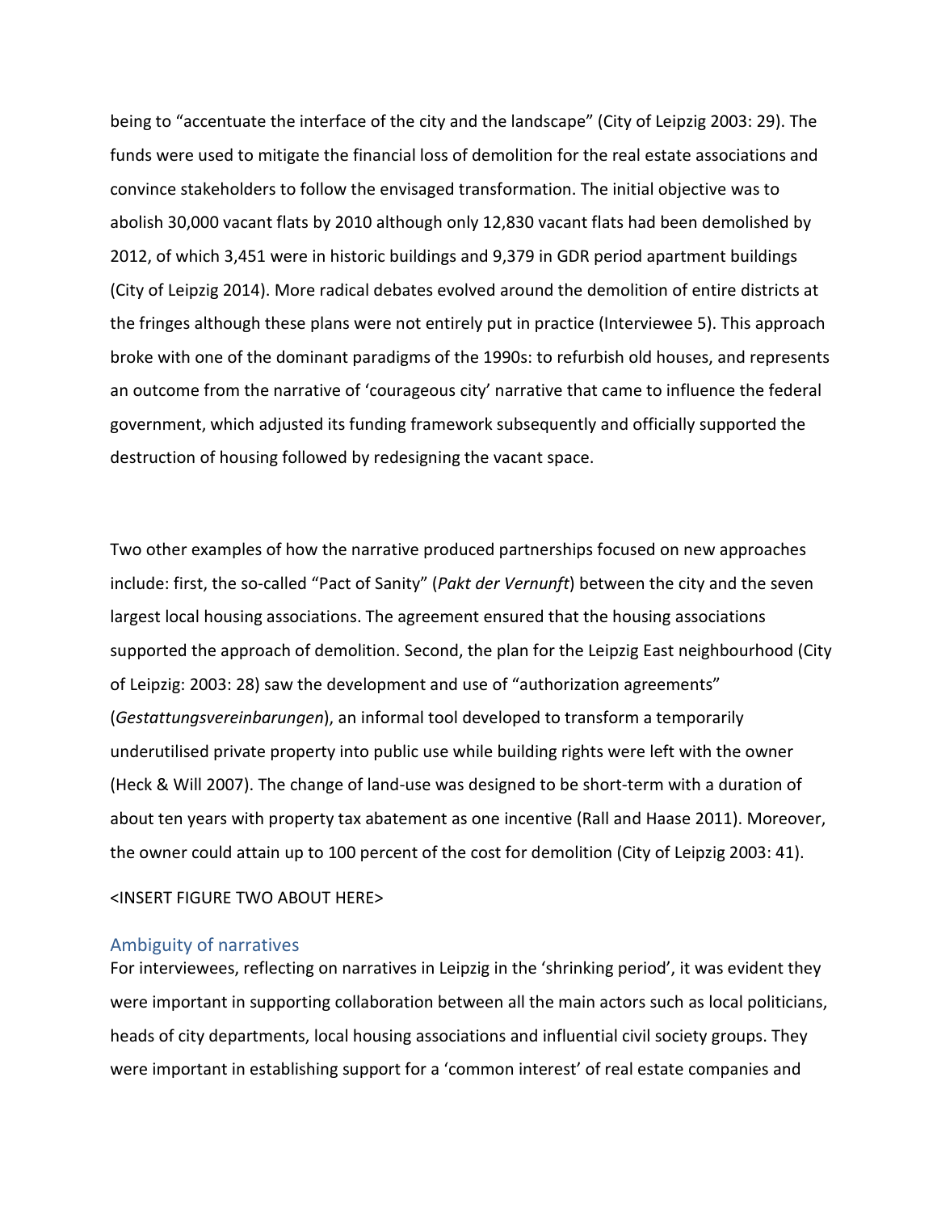being to "accentuate the interface of the city and the landscape" (City of Leipzig 2003: 29). The funds were used to mitigate the financial loss of demolition for the real estate associations and convince stakeholders to follow the envisaged transformation. The initial objective was to abolish 30,000 vacant flats by 2010 although only 12,830 vacant flats had been demolished by 2012, of which 3,451 were in historic buildings and 9,379 in GDR period apartment buildings (City of Leipzig 2014). More radical debates evolved around the demolition of entire districts at the fringes although these plans were not entirely put in practice (Interviewee 5). This approach broke with one of the dominant paradigms of the 1990s: to refurbish old houses, and represents an outcome from the narrative of 'courageous city' narrative that came to influence the federal government, which adjusted its funding framework subsequently and officially supported the destruction of housing followed by redesigning the vacant space.

Two other examples of how the narrative produced partnerships focused on new approaches include: first, the so-called "Pact of Sanity" (*Pakt der Vernunft*) between the city and the seven largest local housing associations. The agreement ensured that the housing associations supported the approach of demolition. Second, the plan for the Leipzig East neighbourhood (City of Leipzig: 2003: 28) saw the development and use of "authorization agreements" (*Gestattungsvereinbarungen*), an informal tool developed to transform a temporarily underutilised private property into public use while building rights were left with the owner (Heck & Will 2007). The change of land-use was designed to be short-term with a duration of about ten years with property tax abatement as one incentive (Rall and Haase 2011). Moreover, the owner could attain up to 100 percent of the cost for demolition (City of Leipzig 2003: 41).

<INSERT FIGURE TWO ABOUT HERE>

## Ambiguity of narratives

For interviewees, reflecting on narratives in Leipzig in the 'shrinking period', it was evident they were important in supporting collaboration between all the main actors such as local politicians, heads of city departments, local housing associations and influential civil society groups. They were important in establishing support for a 'common interest' of real estate companies and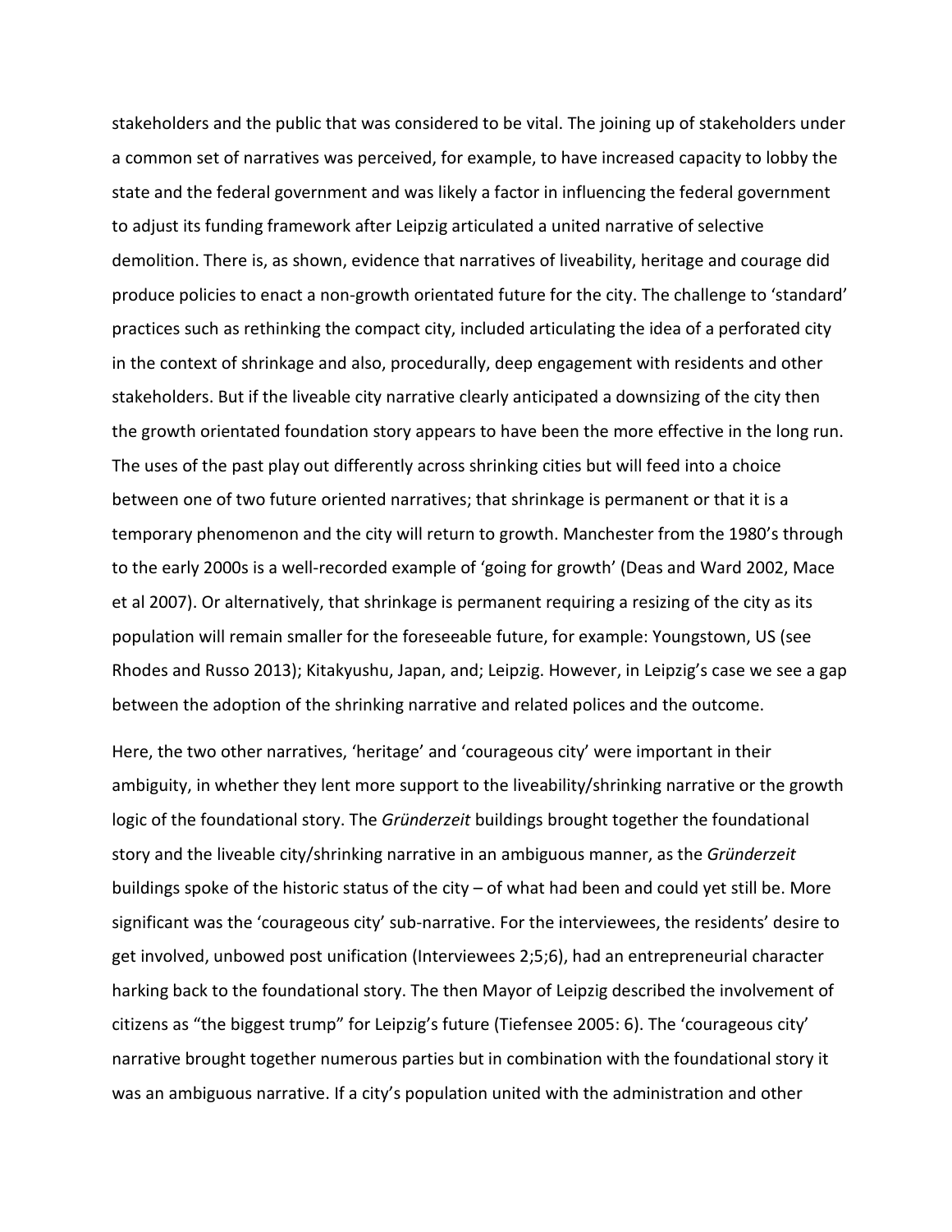stakeholders and the public that was considered to be vital. The joining up of stakeholders under a common set of narratives was perceived, for example, to have increased capacity to lobby the state and the federal government and was likely a factor in influencing the federal government to adjust its funding framework after Leipzig articulated a united narrative of selective demolition. There is, as shown, evidence that narratives of liveability, heritage and courage did produce policies to enact a non-growth orientated future for the city. The challenge to 'standard' practices such as rethinking the compact city, included articulating the idea of a perforated city in the context of shrinkage and also, procedurally, deep engagement with residents and other stakeholders. But if the liveable city narrative clearly anticipated a downsizing of the city then the growth orientated foundation story appears to have been the more effective in the long run. The uses of the past play out differently across shrinking cities but will feed into a choice between one of two future oriented narratives; that shrinkage is permanent or that it is a temporary phenomenon and the city will return to growth. Manchester from the 1980's through to the early 2000s is a well-recorded example of 'going for growth' (Deas and Ward 2002, Mace et al 2007). Or alternatively, that shrinkage is permanent requiring a resizing of the city as its population will remain smaller for the foreseeable future, for example: Youngstown, US (see Rhodes and Russo 2013); Kitakyushu, Japan, and; Leipzig. However, in Leipzig's case we see a gap between the adoption of the shrinking narrative and related polices and the outcome.

Here, the two other narratives, 'heritage' and 'courageous city' were important in their ambiguity, in whether they lent more support to the liveability/shrinking narrative or the growth logic of the foundational story. The *Gründerzeit* buildings brought together the foundational story and the liveable city/shrinking narrative in an ambiguous manner, as the *Gründerzeit* buildings spoke of the historic status of the city – of what had been and could yet still be. More significant was the 'courageous city' sub-narrative. For the interviewees, the residents' desire to get involved, unbowed post unification (Interviewees 2;5;6), had an entrepreneurial character harking back to the foundational story. The then Mayor of Leipzig described the involvement of citizens as "the biggest trump" for Leipzig's future (Tiefensee 2005: 6). The 'courageous city' narrative brought together numerous parties but in combination with the foundational story it was an ambiguous narrative. If a city's population united with the administration and other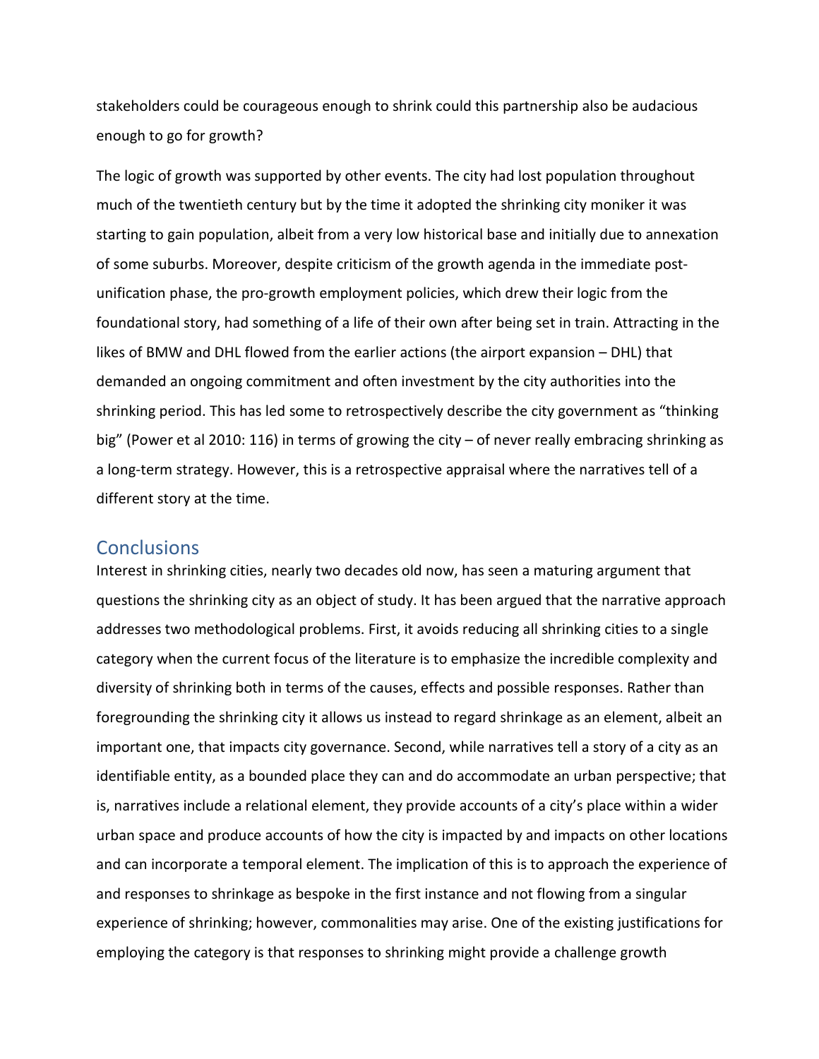stakeholders could be courageous enough to shrink could this partnership also be audacious enough to go for growth?

The logic of growth was supported by other events. The city had lost population throughout much of the twentieth century but by the time it adopted the shrinking city moniker it was starting to gain population, albeit from a very low historical base and initially due to annexation of some suburbs. Moreover, despite criticism of the growth agenda in the immediate post-unification phase, the pro-growth employment policies, which drew their logic from the foundational story, had something of a life of their own after being set in train. Attracting in the likes of BMW and DHL flowed from the earlier actions (the airport expansion – DHL) that demanded an ongoing commitment and often investment by the city authorities into the shrinking period. This has led some to retrospectively describe the city government as "thinking big" (Power et al 2010: 116) in terms of growing the city – of never really embracing shrinking as a long-term strategy. However, this is a retrospective appraisal where the narratives tell of a different story at the time.

## Conclusions

Interest in shrinking cities, nearly two decades old now, has seen a maturing argument that questions the shrinking city as an object of study. It has been argued that the narrative approach addresses two methodological problems. First, it avoids reducing all shrinking cities to a single category when the current focus of the literature is to emphasize the incredible complexity and diversity of shrinking both in terms of the causes, effects and possible responses. Rather than foregrounding the shrinking city it allows us instead to regard shrinkage as an element, albeit an important one, that impacts city governance. Second, while narratives tell a story of a city as an identifiable entity, as a bounded place they can and do accommodate an urban perspective; that is, narratives include a relational element, they provide accounts of a city's place within a wider urban space and produce accounts of how the city is impacted by and impacts on other locations and can incorporate a temporal element. The implication of this is to approach the experience of and responses to shrinkage as bespoke in the first instance and not flowing from a singular experience of shrinking; however, commonalities may arise. One of the existing justifications for employing the category is that responses to shrinking might provide a challenge growth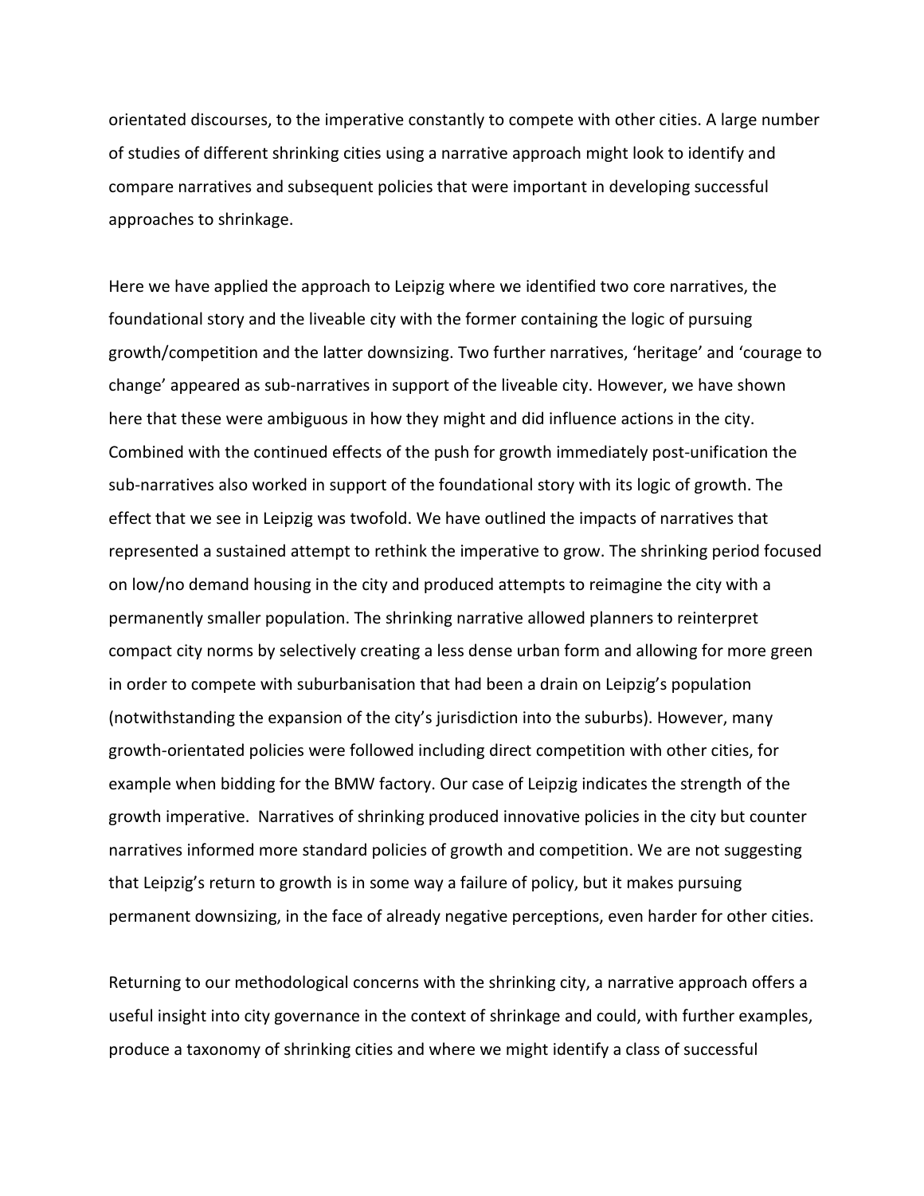orientated discourses, to the imperative constantly to compete with other cities. A large number of studies of different shrinking cities using a narrative approach might look to identify and compare narratives and subsequent policies that were important in developing successful approaches to shrinkage.

Here we have applied the approach to Leipzig where we identified two core narratives, the foundational story and the liveable city with the former containing the logic of pursuing growth/competition and the latter downsizing. Two further narratives, 'heritage' and 'courage to change' appeared as sub-narratives in support of the liveable city. However, we have shown here that these were ambiguous in how they might and did influence actions in the city. Combined with the continued effects of the push for growth immediately post-unification the sub-narratives also worked in support of the foundational story with its logic of growth. The effect that we see in Leipzig was twofold. We have outlined the impacts of narratives that represented a sustained attempt to rethink the imperative to grow. The shrinking period focused on low/no demand housing in the city and produced attempts to reimagine the city with a permanently smaller population. The shrinking narrative allowed planners to reinterpret compact city norms by selectively creating a less dense urban form and allowing for more green in order to compete with suburbanisation that had been a drain on Leipzig's population (notwithstanding the expansion of the city's jurisdiction into the suburbs). However, many growth-orientated policies were followed including direct competition with other cities, for example when bidding for the BMW factory. Our case of Leipzig indicates the strength of the growth imperative. Narratives of shrinking produced innovative policies in the city but counter narratives informed more standard policies of growth and competition. We are not suggesting that Leipzig's return to growth is in some way a failure of policy, but it makes pursuing permanent downsizing, in the face of already negative perceptions, even harder for other cities.

Returning to our methodological concerns with the shrinking city, a narrative approach offers a useful insight into city governance in the context of shrinkage and could, with further examples, produce a taxonomy of shrinking cities and where we might identify a class of successful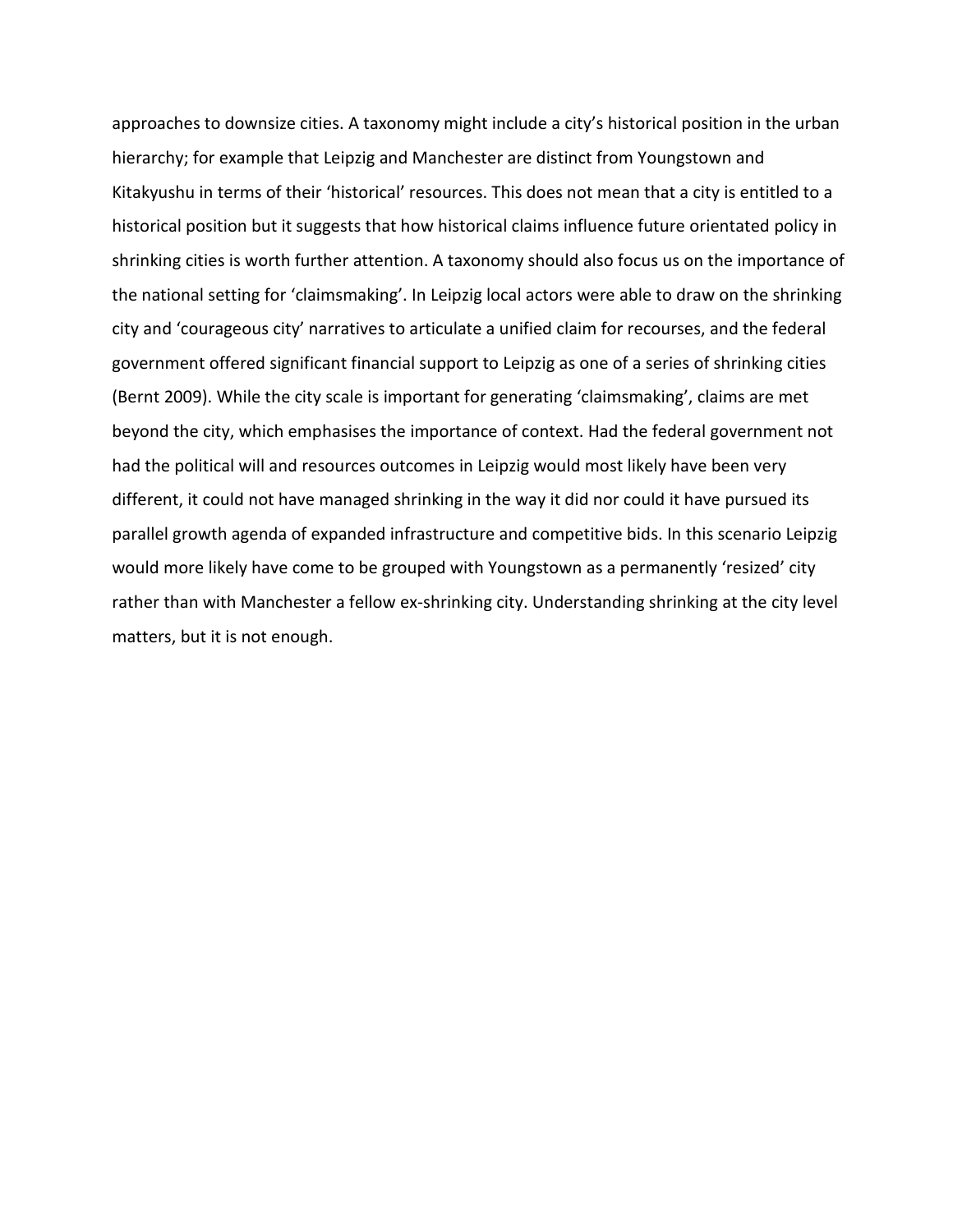approaches to downsize cities. A taxonomy might include a city's historical position in the urban hierarchy; for example that Leipzig and Manchester are distinct from Youngstown and Kitakyushu in terms of their 'historical' resources. This does not mean that a city is entitled to a historical position but it suggests that how historical claims influence future orientated policy in shrinking cities is worth further attention. A taxonomy should also focus us on the importance of the national setting for 'claimsmaking'. In Leipzig local actors were able to draw on the shrinking city and 'courageous city' narratives to articulate a unified claim for recourses, and the federal government offered significant financial support to Leipzig as one of a series of shrinking cities (Bernt 2009). While the city scale is important for generating 'claimsmaking', claims are met beyond the city, which emphasises the importance of context. Had the federal government not had the political will and resources outcomes in Leipzig would most likely have been very different, it could not have managed shrinking in the way it did nor could it have pursued its parallel growth agenda of expanded infrastructure and competitive bids. In this scenario Leipzig would more likely have come to be grouped with Youngstown as a permanently 'resized' city rather than with Manchester a fellow ex-shrinking city. Understanding shrinking at the city level matters, but it is not enough.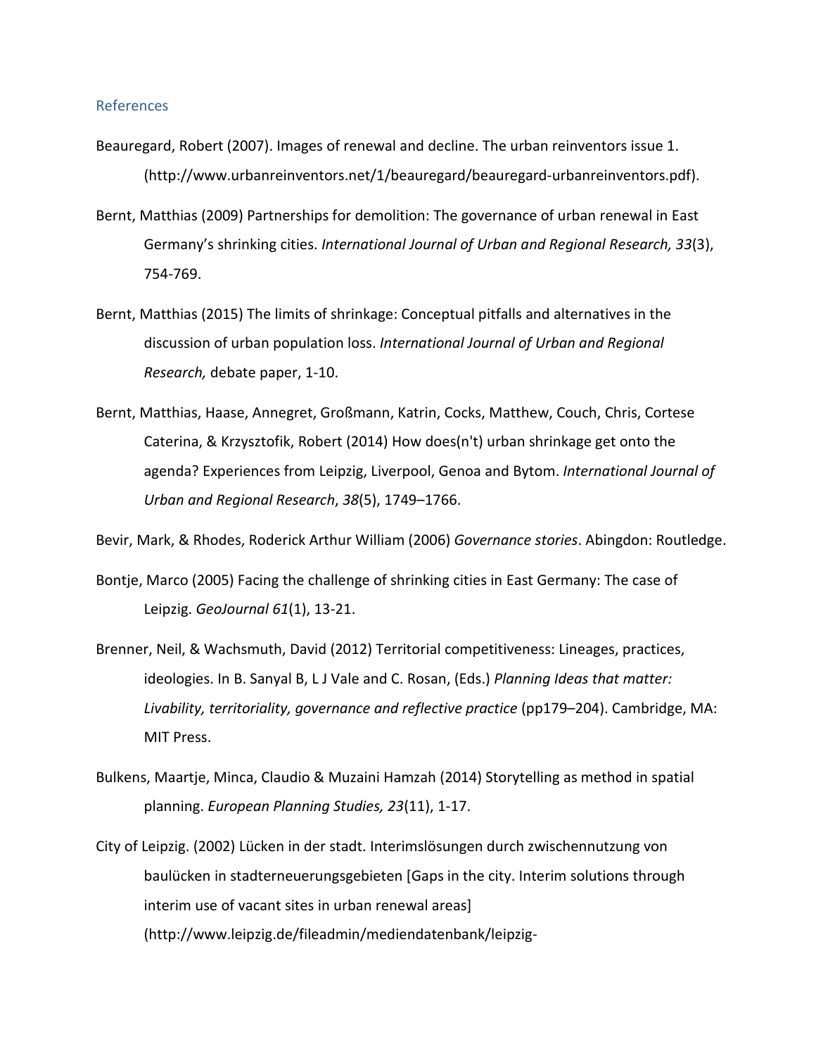## References

Beauregard, Robert (2007). Images of renewal and decline. The urban reinventors issue 1. (http://www.urbanreinventors.net/1/beauregard/beauregard-urbanreinventors.pdf).

Bernt, Matthias (2009) Partnerships for demolition: The governance of urban renewal in East Germany's shrinking cities. *International Journal of Urban and Regional Research, 33*(3), 754-769.

Bernt, Matthias (2015) The limits of shrinkage: Conceptual pitfalls and alternatives in the discussion of urban population loss. *International Journal of Urban and Regional Research,* debate paper, 1-10.

Bernt, Matthias, Haase, Annegret, Großmann, Katrin, Cocks, Matthew, Couch, Chris, Cortese Caterina, & Krzysztofik, Robert (2014) How does(n't) urban shrinkage get onto the agenda? Experiences from Leipzig, Liverpool, Genoa and Bytom. *International Journal of Urban and Regional Research*, *38*(5), 1749–1766.

Bevir, Mark, & Rhodes, Roderick Arthur William (2006) *Governance stories*. Abingdon: Routledge.

Bontje, Marco (2005) Facing the challenge of shrinking cities in East Germany: The case of Leipzig. *GeoJournal 61*(1), 13-21.

Brenner, Neil, & Wachsmuth, David (2012) Territorial competitiveness: Lineages, practices, ideologies. In B. Sanyal B, L J Vale and C. Rosan, (Eds.) *Planning Ideas that matter: Livability, territoriality, governance and reflective practice* (pp179–204). Cambridge, MA: MIT Press.

Bulkens, Maartje, Minca, Claudio & Muzaini Hamzah (2014) Storytelling as method in spatial planning. *European Planning Studies, 23*(11), 1-17.

City of Leipzig. (2002) Lücken in der stadt. Interimslösungen durch zwischennutzung von baulücken in stadterneuerungsgebieten [Gaps in the city. Interim solutions through interim use of vacant sites in urban renewal areas] (http://www.leipzig.de/fileadmin/mediendatenbank/leipzig-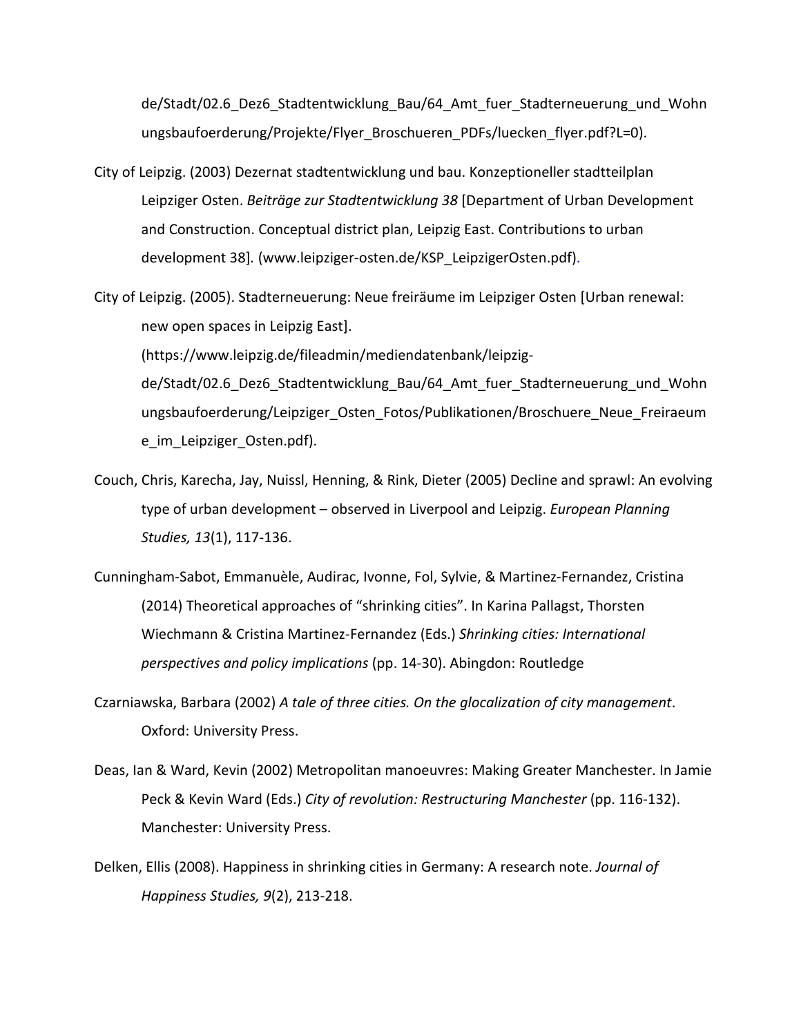de/Stadt/02.6_Dez6_Stadtentwicklung_Bau/64_Amt_fuer_Stadterneuerung_und_Wohnungsbaufoerderung/Projekte/Flyer_Broschueren_PDFs/luecken_flyer.pdf?L=0).

City of Leipzig. (2003) Dezernat stadtentwicklung und bau. Konzeptioneller stadtteilplan Leipziger Osten. *Beiträge zur Stadtentwicklung 38* [Department of Urban Development and Construction. Conceptual district plan, Leipzig East. Contributions to urban development 38]. (www.leipziger-osten.de/KSP_LeipzigerOsten.pdf).

City of Leipzig. (2005). Stadterneuerung: Neue freiräume im Leipziger Osten [Urban renewal: new open spaces in Leipzig East]. (https://www.leipzig.de/fileadmin/mediendatenbank/leipzig-de/Stadt/02.6_Dez6_Stadtentwicklung_Bau/64_Amt_fuer_Stadterneuerung_und_Wohnungsbaufoerderung/Leipziger_Osten_Fotos/Publikationen/Broschuere_Neue_Freiraeume_im_Leipziger_Osten.pdf).

Couch, Chris, Karecha, Jay, Nuissl, Henning, & Rink, Dieter (2005) Decline and sprawl: An evolving type of urban development – observed in Liverpool and Leipzig. *European Planning Studies, 13*(1), 117-136.

Cunningham-Sabot, Emmanuèle, Audirac, Ivonne, Fol, Sylvie, & Martinez-Fernandez, Cristina (2014) Theoretical approaches of "shrinking cities". In Karina Pallagst, Thorsten Wiechmann & Cristina Martinez-Fernandez (Eds.) *Shrinking cities: International perspectives and policy implications* (pp. 14-30). Abingdon: Routledge

Czarniawska, Barbara (2002) *A tale of three cities. On the glocalization of city management*. Oxford: University Press.

Deas, Ian & Ward, Kevin (2002) Metropolitan manoeuvres: Making Greater Manchester. In Jamie Peck & Kevin Ward (Eds.) *City of revolution: Restructuring Manchester* (pp. 116-132). Manchester: University Press.

Delken, Ellis (2008). Happiness in shrinking cities in Germany: A research note. *Journal of Happiness Studies, 9*(2), 213-218.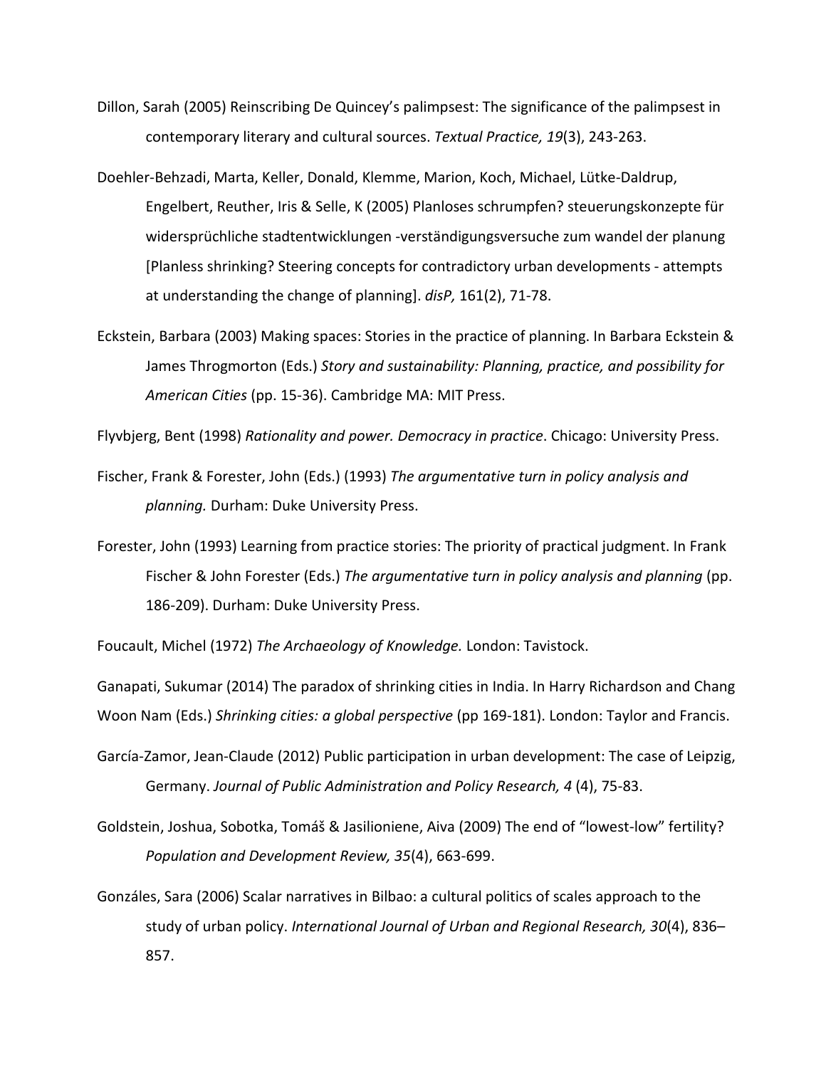Dillon, Sarah (2005) Reinscribing De Quincey's palimpsest: The significance of the palimpsest in contemporary literary and cultural sources. *Textual Practice, 19*(3), 243-263.

Doehler-Behzadi, Marta, Keller, Donald, Klemme, Marion, Koch, Michael, Lütke-Daldrup, Engelbert, Reuther, Iris & Selle, K (2005) Planloses schrumpfen? steuerungskonzepte für widersprüchliche stadtentwicklungen -verständigungsversuche zum wandel der planung [Planless shrinking? Steering concepts for contradictory urban developments - attempts at understanding the change of planning]. *disP,* 161(2), 71-78.

Eckstein, Barbara (2003) Making spaces: Stories in the practice of planning. In Barbara Eckstein & James Throgmorton (Eds.) *Story and sustainability: Planning, practice, and possibility for American Cities* (pp. 15-36). Cambridge MA: MIT Press.

Flyvbjerg, Bent (1998) *Rationality and power. Democracy in practice*. Chicago: University Press.

Fischer, Frank & Forester, John (Eds.) (1993) *The argumentative turn in policy analysis and planning.* Durham: Duke University Press.

Forester, John (1993) Learning from practice stories: The priority of practical judgment. In Frank Fischer & John Forester (Eds.) *The argumentative turn in policy analysis and planning* (pp. 186-209). Durham: Duke University Press.

Foucault, Michel (1972) *The Archaeology of Knowledge.* London: Tavistock.

Ganapati, Sukumar (2014) The paradox of shrinking cities in India. In Harry Richardson and Chang Woon Nam (Eds.) *Shrinking cities: a global perspective* (pp 169-181). London: Taylor and Francis.

García-Zamor, Jean-Claude (2012) Public participation in urban development: The case of Leipzig, Germany. *Journal of Public Administration and Policy Research, 4* (4), 75-83.

Goldstein, Joshua, Sobotka, Tomáš & Jasilioniene, Aiva (2009) The end of "lowest-low" fertility? *Population and Development Review, 35*(4), 663-699.

Gonzáles, Sara (2006) Scalar narratives in Bilbao: a cultural politics of scales approach to the study of urban policy. *International Journal of Urban and Regional Research, 30*(4), 836–857.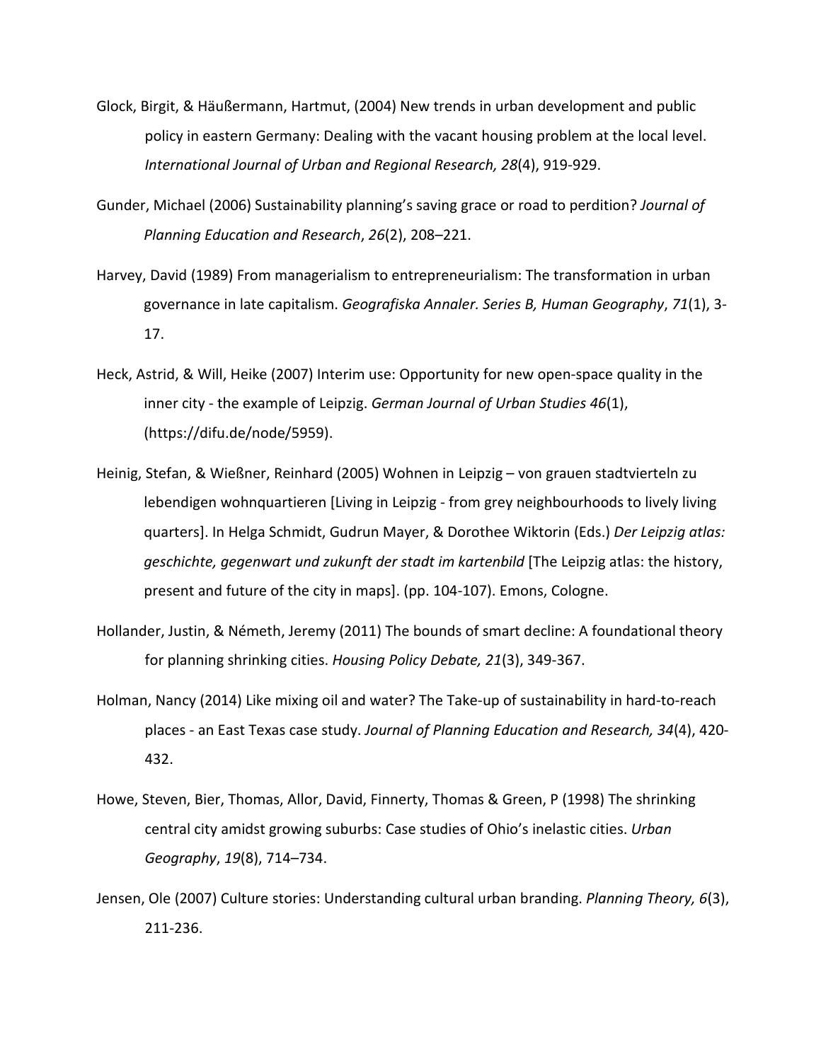Glock, Birgit, & Häußermann, Hartmut, (2004) New trends in urban development and public policy in eastern Germany: Dealing with the vacant housing problem at the local level. *International Journal of Urban and Regional Research, 28*(4), 919-929.

Gunder, Michael (2006) Sustainability planning's saving grace or road to perdition? *Journal of Planning Education and Research*, *26*(2), 208–221.

Harvey, David (1989) From managerialism to entrepreneurialism: The transformation in urban governance in late capitalism. *Geografiska Annaler. Series B, Human Geography*, *71*(1), 3-17.

Heck, Astrid, & Will, Heike (2007) Interim use: Opportunity for new open-space quality in the inner city - the example of Leipzig. *German Journal of Urban Studies 46*(1), (https://difu.de/node/5959).

Heinig, Stefan, & Wießner, Reinhard (2005) Wohnen in Leipzig – von grauen stadtvierteln zu lebendigen wohnquartieren [Living in Leipzig - from grey neighbourhoods to lively living quarters]. In Helga Schmidt, Gudrun Mayer, & Dorothee Wiktorin (Eds.) *Der Leipzig atlas: geschichte, gegenwart und zukunft der stadt im kartenbild* [The Leipzig atlas: the history, present and future of the city in maps]. (pp. 104-107). Emons, Cologne.

Hollander, Justin, & Németh, Jeremy (2011) The bounds of smart decline: A foundational theory for planning shrinking cities. *Housing Policy Debate, 21*(3), 349-367.

Holman, Nancy (2014) Like mixing oil and water? The Take-up of sustainability in hard-to-reach places - an East Texas case study. *Journal of Planning Education and Research, 34*(4), 420-432.

Howe, Steven, Bier, Thomas, Allor, David, Finnerty, Thomas & Green, P (1998) The shrinking central city amidst growing suburbs: Case studies of Ohio's inelastic cities. *Urban Geography*, *19*(8), 714–734.

Jensen, Ole (2007) Culture stories: Understanding cultural urban branding. *Planning Theory, 6*(3), 211-236.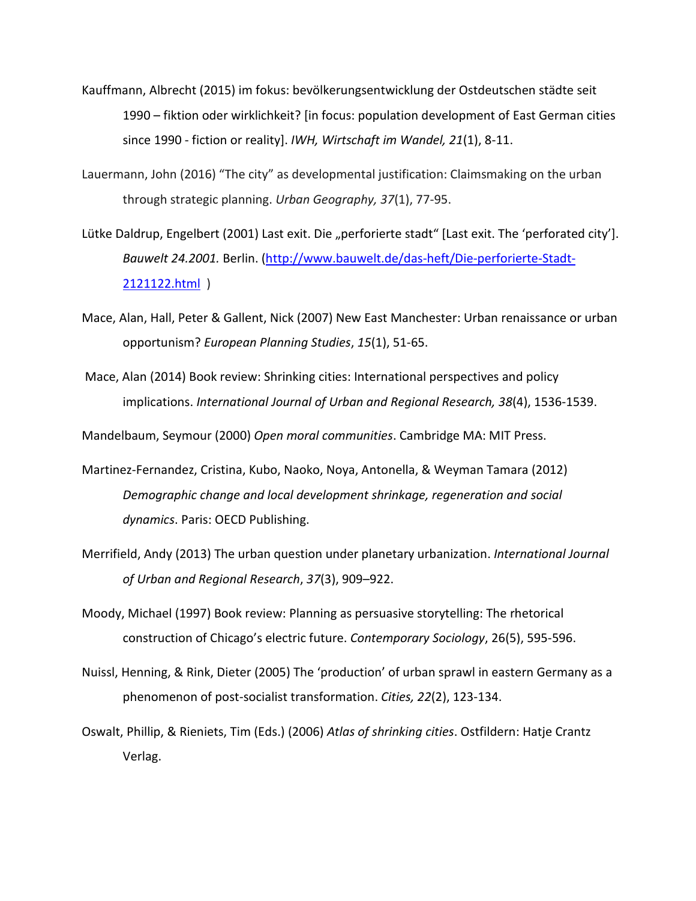Kauffmann, Albrecht (2015) im fokus: bevölkerungsentwicklung der Ostdeutschen städte seit 1990 – fiktion oder wirklichkeit? [in focus: population development of East German cities since 1990 - fiction or reality]. *IWH, Wirtschaft im Wandel, 21*(1), 8-11.

Lauermann, John (2016) "The city" as developmental justification: Claimsmaking on the urban through strategic planning. *Urban Geography, 37*(1), 77-95.

Lütke Daldrup, Engelbert (2001) Last exit. Die „perforierte stadt" [Last exit. The 'perforated city']. *Bauwelt 24.2001.* Berlin. (http://www.bauwelt.de/das-heft/Die-perforierte-Stadt-2121122.html )

Mace, Alan, Hall, Peter & Gallent, Nick (2007) New East Manchester: Urban renaissance or urban opportunism? *European Planning Studies*, *15*(1), 51-65.

Mace, Alan (2014) Book review: Shrinking cities: International perspectives and policy implications. *International Journal of Urban and Regional Research, 38*(4), 1536-1539.

Mandelbaum, Seymour (2000) *Open moral communities*. Cambridge MA: MIT Press.

Martinez-Fernandez, Cristina, Kubo, Naoko, Noya, Antonella, & Weyman Tamara (2012) *Demographic change and local development shrinkage, regeneration and social dynamics*. Paris: OECD Publishing.

Merrifield, Andy (2013) The urban question under planetary urbanization. *International Journal of Urban and Regional Research*, *37*(3), 909–922.

Moody, Michael (1997) Book review: Planning as persuasive storytelling: The rhetorical construction of Chicago's electric future. *Contemporary Sociology*, 26(5), 595-596.

Nuissl, Henning, & Rink, Dieter (2005) The 'production' of urban sprawl in eastern Germany as a phenomenon of post-socialist transformation. *Cities, 22*(2), 123-134.

Oswalt, Phillip, & Rieniets, Tim (Eds.) (2006) *Atlas of shrinking cities*. Ostfildern: Hatje Crantz Verlag.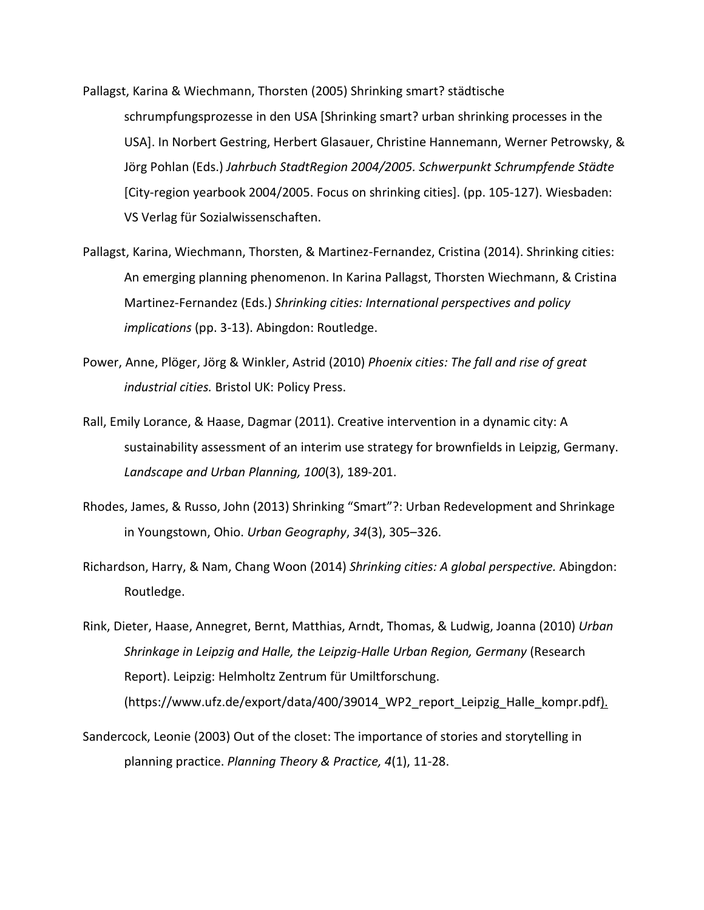Pallagst, Karina & Wiechmann, Thorsten (2005) Shrinking smart? städtische schrumpfungsprozesse in den USA [Shrinking smart? urban shrinking processes in the USA]. In Norbert Gestring, Herbert Glasauer, Christine Hannemann, Werner Petrowsky, & Jörg Pohlan (Eds.) *Jahrbuch StadtRegion 2004/2005. Schwerpunkt Schrumpfende Städte* [City-region yearbook 2004/2005. Focus on shrinking cities]. (pp. 105-127). Wiesbaden: VS Verlag für Sozialwissenschaften.

Pallagst, Karina, Wiechmann, Thorsten, & Martinez-Fernandez, Cristina (2014). Shrinking cities: An emerging planning phenomenon. In Karina Pallagst, Thorsten Wiechmann, & Cristina Martinez-Fernandez (Eds.) *Shrinking cities: International perspectives and policy implications* (pp. 3-13). Abingdon: Routledge.

Power, Anne, Plöger, Jörg & Winkler, Astrid (2010) *Phoenix cities: The fall and rise of great industrial cities.* Bristol UK: Policy Press.

Rall, Emily Lorance, & Haase, Dagmar (2011). Creative intervention in a dynamic city: A sustainability assessment of an interim use strategy for brownfields in Leipzig, Germany. *Landscape and Urban Planning, 100*(3), 189-201.

Rhodes, James, & Russo, John (2013) Shrinking "Smart"?: Urban Redevelopment and Shrinkage in Youngstown, Ohio. *Urban Geography*, *34*(3), 305–326.

Richardson, Harry, & Nam, Chang Woon (2014) *Shrinking cities: A global perspective.* Abingdon: Routledge.

Rink, Dieter, Haase, Annegret, Bernt, Matthias, Arndt, Thomas, & Ludwig, Joanna (2010) *Urban Shrinkage in Leipzig and Halle, the Leipzig-Halle Urban Region, Germany* (Research Report). Leipzig: Helmholtz Zentrum für Umiltforschung. (https://www.ufz.de/export/data/400/39014_WP2_report_Leipzig_Halle_kompr.pdf).

Sandercock, Leonie (2003) Out of the closet: The importance of stories and storytelling in planning practice. *Planning Theory & Practice, 4*(1), 11-28.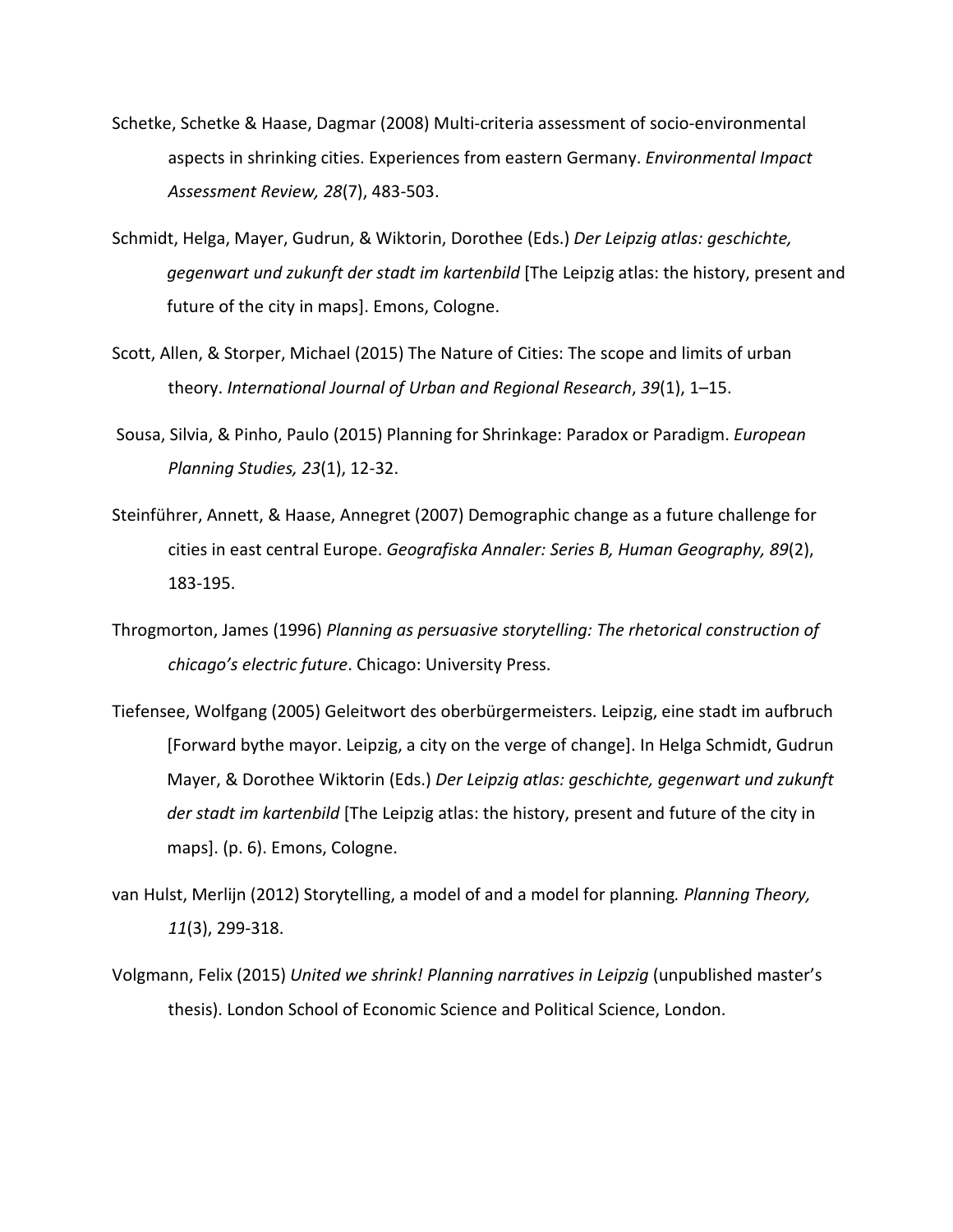Schetke, Schetke & Haase, Dagmar (2008) Multi-criteria assessment of socio-environmental aspects in shrinking cities. Experiences from eastern Germany. *Environmental Impact Assessment Review, 28*(7), 483-503.

Schmidt, Helga, Mayer, Gudrun, & Wiktorin, Dorothee (Eds.) *Der Leipzig atlas: geschichte, gegenwart und zukunft der stadt im kartenbild* [The Leipzig atlas: the history, present and future of the city in maps]. Emons, Cologne.

Scott, Allen, & Storper, Michael (2015) The Nature of Cities: The scope and limits of urban theory. *International Journal of Urban and Regional Research*, *39*(1), 1–15.

Sousa, Silvia, & Pinho, Paulo (2015) Planning for Shrinkage: Paradox or Paradigm. *European Planning Studies, 23*(1), 12-32.

Steinführer, Annett, & Haase, Annegret (2007) Demographic change as a future challenge for cities in east central Europe. *Geografiska Annaler: Series B, Human Geography, 89*(2), 183-195.

Throgmorton, James (1996) *Planning as persuasive storytelling: The rhetorical construction of chicago's electric future*. Chicago: University Press.

Tiefensee, Wolfgang (2005) Geleitwort des oberbürgermeisters. Leipzig, eine stadt im aufbruch [Forward bythe mayor. Leipzig, a city on the verge of change]. In Helga Schmidt, Gudrun Mayer, & Dorothee Wiktorin (Eds.) *Der Leipzig atlas: geschichte, gegenwart und zukunft der stadt im kartenbild* [The Leipzig atlas: the history, present and future of the city in maps]. (p. 6). Emons, Cologne.

van Hulst, Merlijn (2012) Storytelling, a model of and a model for planning*. Planning Theory, 11*(3), 299-318.

Volgmann, Felix (2015) *United we shrink! Planning narratives in Leipzig* (unpublished master's thesis). London School of Economic Science and Political Science, London.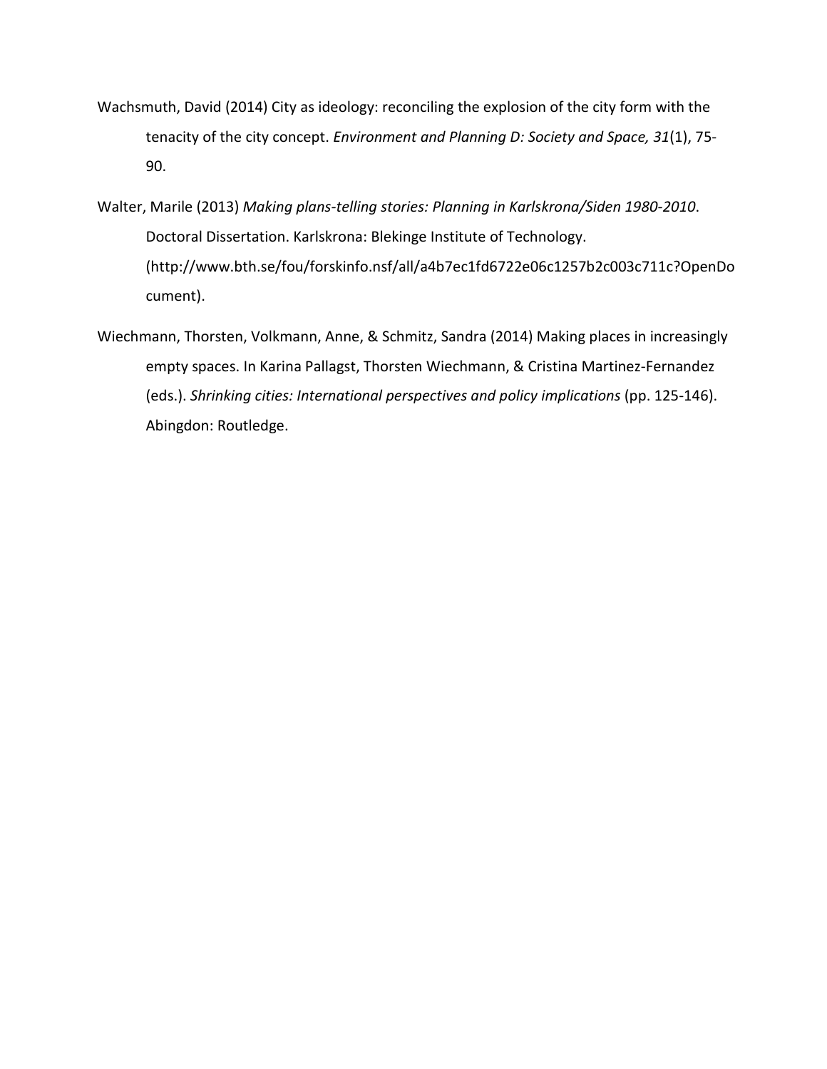Wachsmuth, David (2014) City as ideology: reconciling the explosion of the city form with the tenacity of the city concept. *Environment and Planning D: Society and Space, 31*(1), 75-90.

Walter, Marile (2013) *Making plans-telling stories: Planning in Karlskrona/Siden 1980-2010*. Doctoral Dissertation. Karlskrona: Blekinge Institute of Technology. (http://www.bth.se/fou/forskinfo.nsf/all/a4b7ec1fd6722e06c1257b2c003c711c?OpenDocument).

Wiechmann, Thorsten, Volkmann, Anne, & Schmitz, Sandra (2014) Making places in increasingly empty spaces. In Karina Pallagst, Thorsten Wiechmann, & Cristina Martinez-Fernandez (eds.). *Shrinking cities: International perspectives and policy implications* (pp. 125-146). Abingdon: Routledge.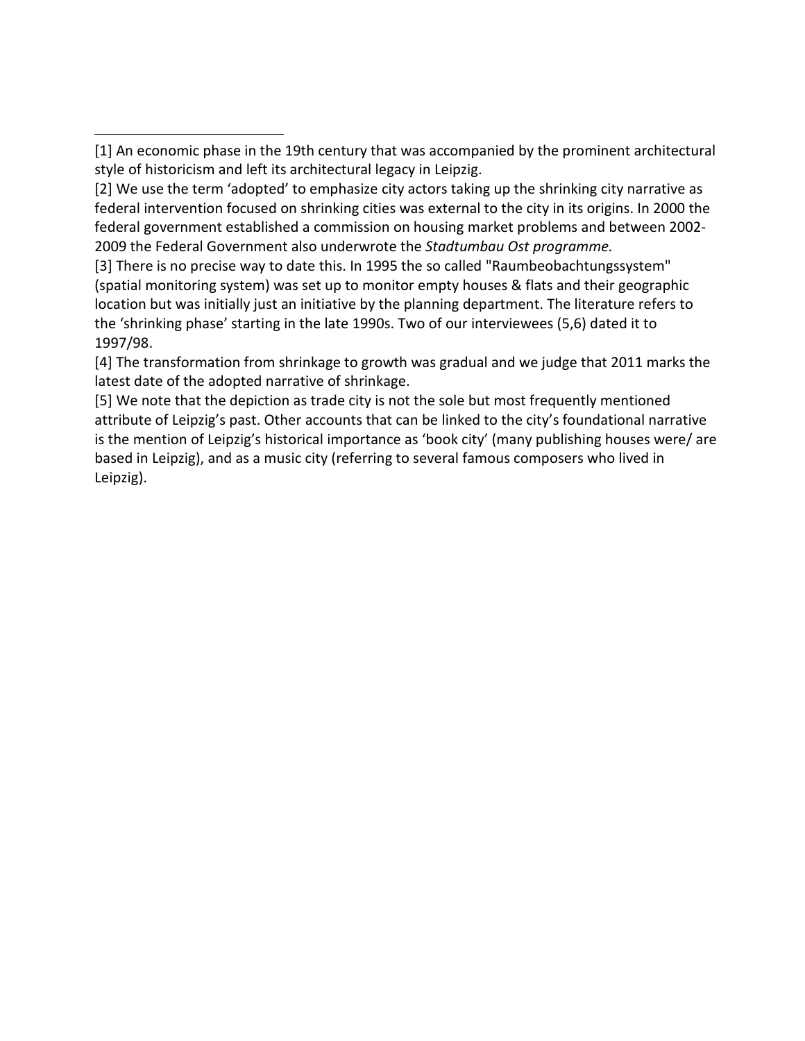[1] An economic phase in the 19th century that was accompanied by the prominent architectural style of historicism and left its architectural legacy in Leipzig.

[2] We use the term 'adopted' to emphasize city actors taking up the shrinking city narrative as federal intervention focused on shrinking cities was external to the city in its origins. In 2000 the federal government established a commission on housing market problems and between 2002-2009 the Federal Government also underwrote the *Stadtumbau Ost programme.*

[3] There is no precise way to date this. In 1995 the so called "Raumbeobachtungssystem" (spatial monitoring system) was set up to monitor empty houses & flats and their geographic location but was initially just an initiative by the planning department. The literature refers to the 'shrinking phase' starting in the late 1990s. Two of our interviewees (5,6) dated it to 1997/98.

[4] The transformation from shrinkage to growth was gradual and we judge that 2011 marks the latest date of the adopted narrative of shrinkage.

[5] We note that the depiction as trade city is not the sole but most frequently mentioned attribute of Leipzig's past. Other accounts that can be linked to the city's foundational narrative is the mention of Leipzig's historical importance as 'book city' (many publishing houses were/ are based in Leipzig), and as a music city (referring to several famous composers who lived in Leipzig).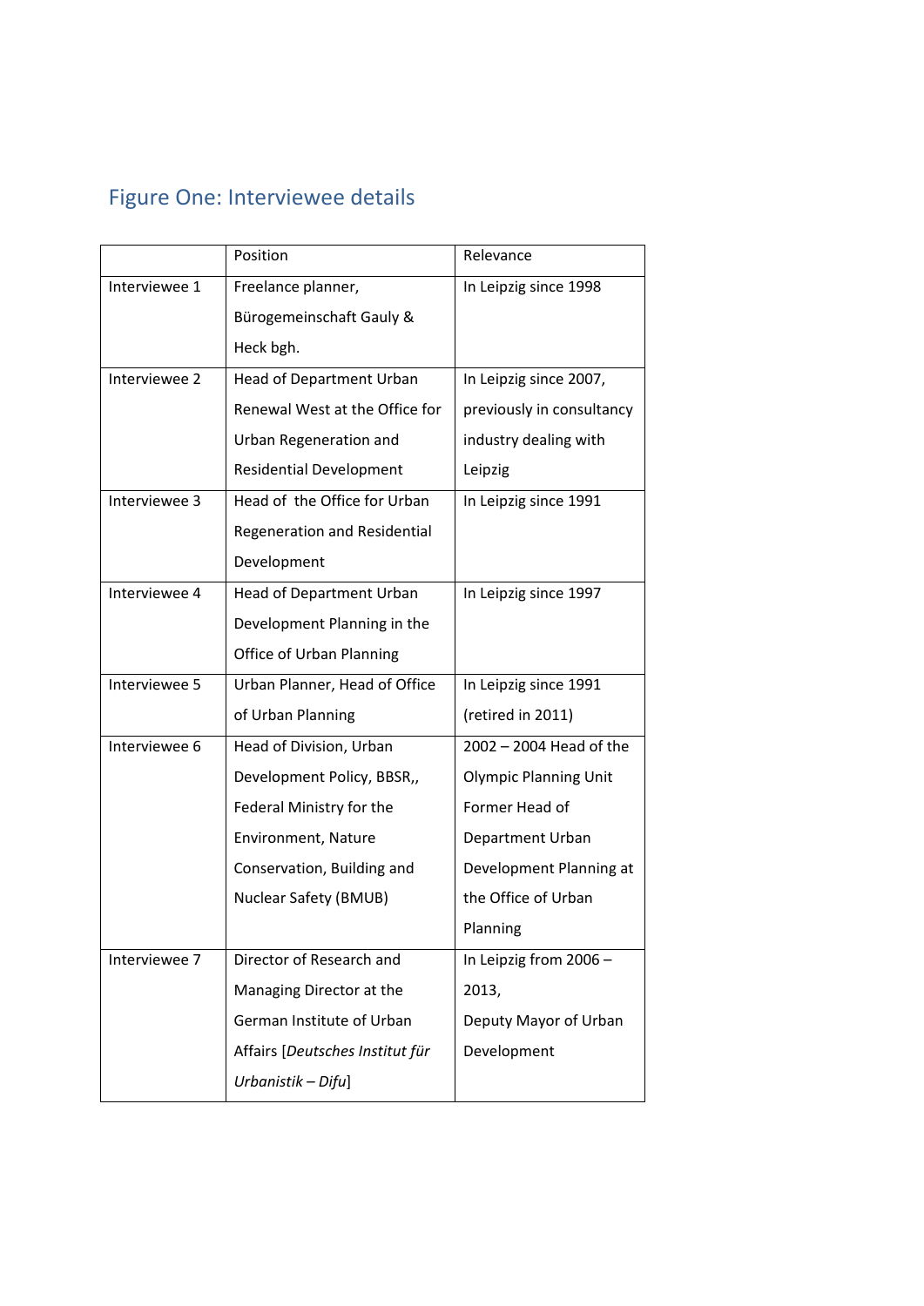## Figure One: Interviewee details

| | Position | Relevance |
|---|---|---|
| Interviewee 1 | Freelance planner, Bürogemeinschaft Gauly & Heck bgh. | In Leipzig since 1998 |
| Interviewee 2 | Head of Department Urban Renewal West at the Office for Urban Regeneration and Residential Development | In Leipzig since 2007, previously in consultancy industry dealing with Leipzig |
| Interviewee 3 | Head of the Office for Urban Regeneration and Residential Development | In Leipzig since 1991 |
| Interviewee 4 | Head of Department Urban Development Planning in the Office of Urban Planning | In Leipzig since 1997 |
| Interviewee 5 | Urban Planner, Head of Office of Urban Planning | In Leipzig since 1991 (retired in 2011) |
| Interviewee 6 | Head of Division, Urban Development Policy, BBSR,, Federal Ministry for the Environment, Nature Conservation, Building and Nuclear Safety (BMUB) | 2002 – 2004 Head of the Olympic Planning Unit Former Head of Department Urban Development Planning at the Office of Urban Planning |
| Interviewee 7 | Director of Research and Managing Director at the German Institute of Urban Affairs [*Deutsches Institut für Urbanistik – Difu*] | In Leipzig from 2006 – 2013, Deputy Mayor of Urban Development |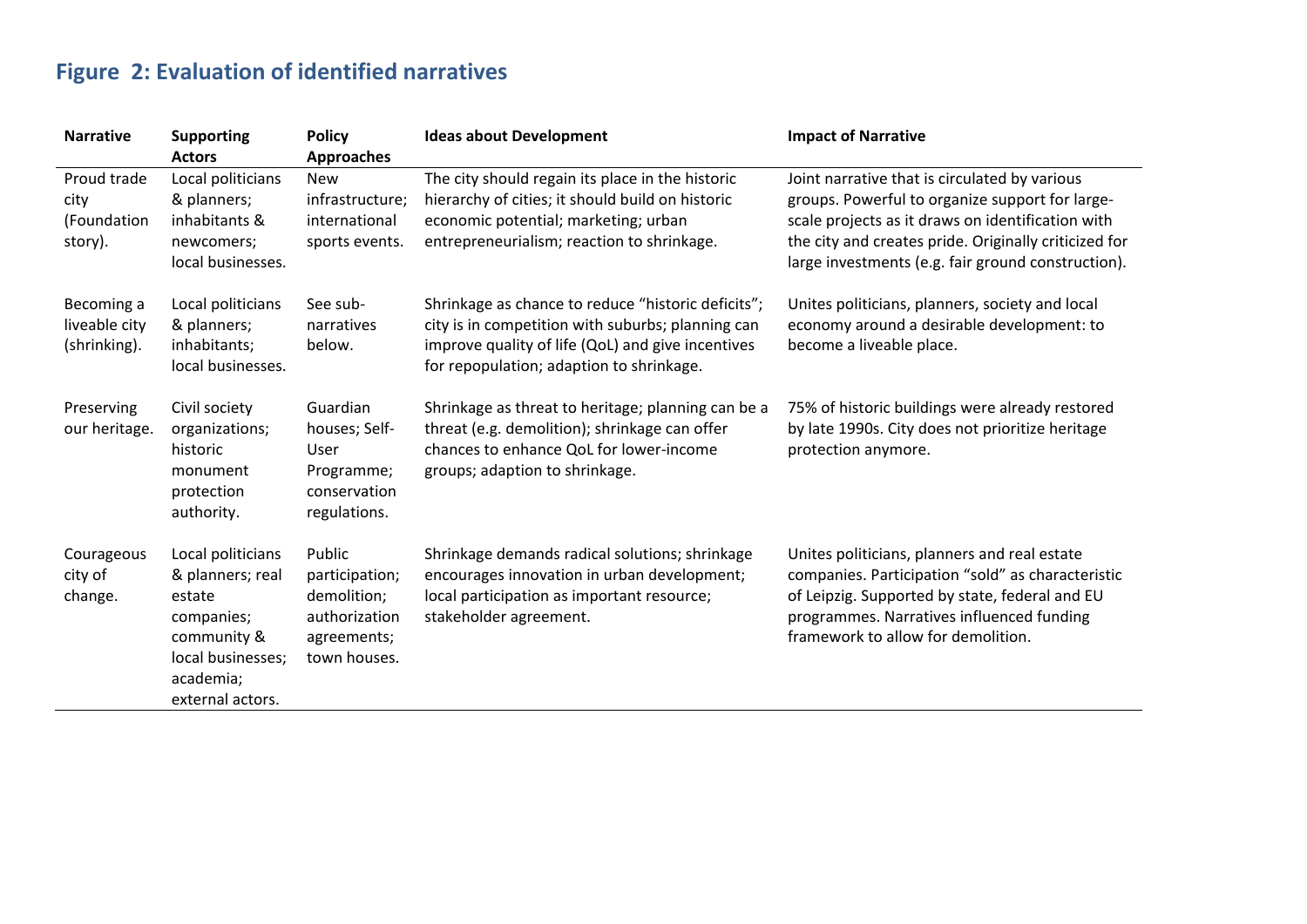## Figure 2: Evaluation of identified narratives

| Narrative | Supporting Actors | Policy Approaches | Ideas about Development | Impact of Narrative |
|---|---|---|---|---|
| Proud trade city (Foundation story). | Local politicians & planners; inhabitants & newcomers; local businesses. | New infrastructure; international sports events. | The city should regain its place in the historic hierarchy of cities; it should build on historic economic potential; marketing; urban entrepreneurialism; reaction to shrinkage. | Joint narrative that is circulated by various groups. Powerful to organize support for large-scale projects as it draws on identification with the city and creates pride. Originally criticized for large investments (e.g. fair ground construction). |
| Becoming a liveable city (shrinking). | Local politicians & planners; inhabitants; local businesses. | See sub-narratives below. | Shrinkage as chance to reduce "historic deficits"; city is in competition with suburbs; planning can improve quality of life (QoL) and give incentives for repopulation; adaption to shrinkage. | Unites politicians, planners, society and local economy around a desirable development: to become a liveable place. |
| Preserving our heritage. | Civil society organizations; historic monument protection authority. | Guardian houses; Self-User Programme; conservation regulations. | Shrinkage as threat to heritage; planning can be a threat (e.g. demolition); shrinkage can offer chances to enhance QoL for lower-income groups; adaption to shrinkage. | 75% of historic buildings were already restored by late 1990s. City does not prioritize heritage protection anymore. |
| Courageous city of change. | Local politicians & planners; real estate companies; community & local businesses; academia; external actors. | Public participation; demolition; authorization agreements; town houses. | Shrinkage demands radical solutions; shrinkage encourages innovation in urban development; local participation as important resource; stakeholder agreement. | Unites politicians, planners and real estate companies. Participation "sold" as characteristic of Leipzig. Supported by state, federal and EU programmes. Narratives influenced funding framework to allow for demolition. |